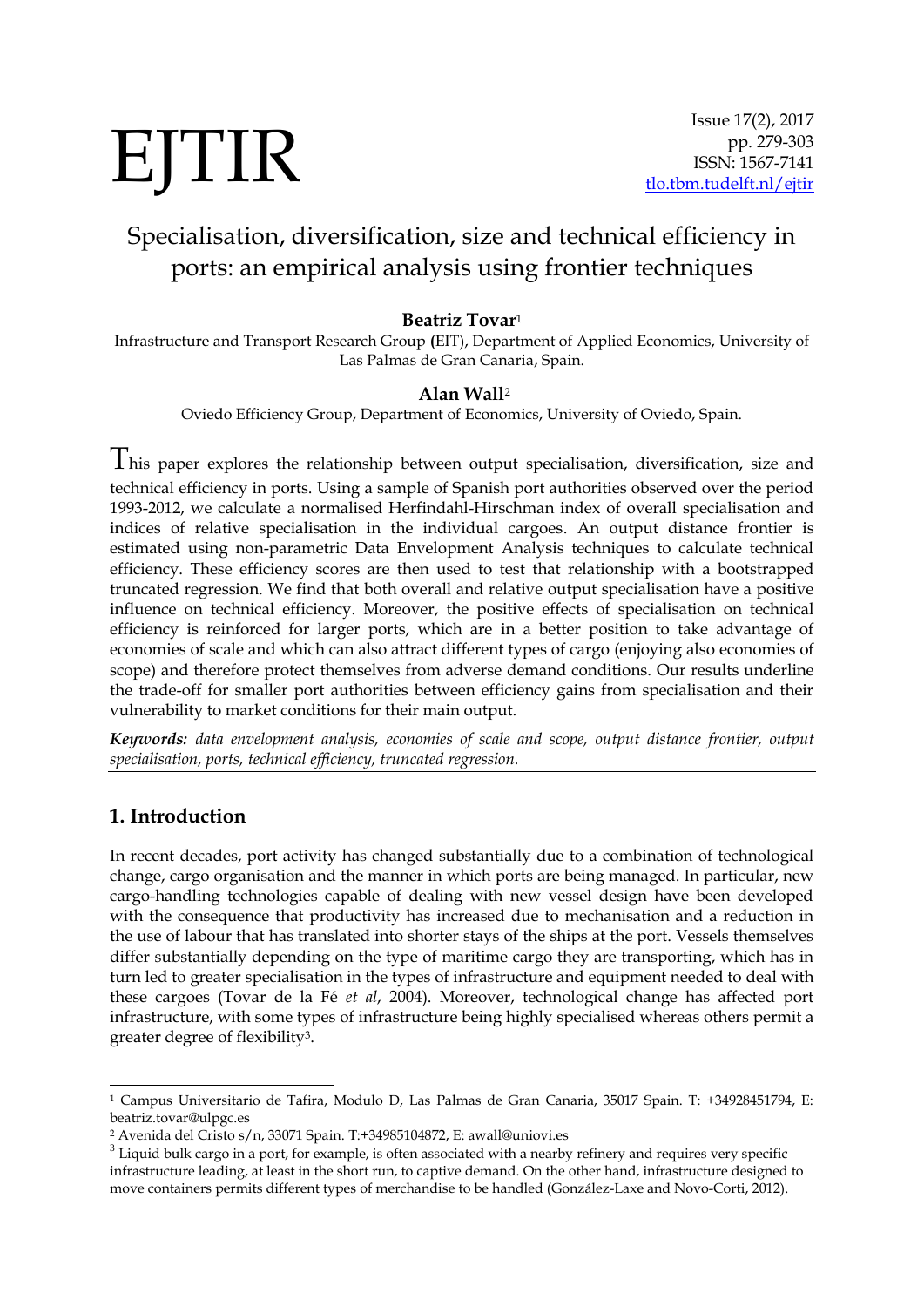# Specialisation, diversification, size and technical efficiency in ports: an empirical analysis using frontier techniques

**Beatriz Tovar**[1]

Infrastructure and Transport Research Group **(**EIT), Department of Applied Economics, University of Las Palmas de Gran Canaria, Spain.

**Alan Wall**[2]

Oviedo Efficiency Group, Department of Economics, University of Oviedo, Spain.

This paper explores the relationship between output specialisation, diversification, size and technical efficiency in ports. Using a sample of Spanish port authorities observed over the period 1993-2012, we calculate a normalised Herfindahl-Hirschman index of overall specialisation and indices of relative specialisation in the individual cargoes. An output distance frontier is estimated using non-parametric Data Envelopment Analysis techniques to calculate technical efficiency. These efficiency scores are then used to test that relationship with a bootstrapped truncated regression. We find that both overall and relative output specialisation have a positive influence on technical efficiency. Moreover, the positive effects of specialisation on technical efficiency is reinforced for larger ports, which are in a better position to take advantage of economies of scale and which can also attract different types of cargo (enjoying also economies of scope) and therefore protect themselves from adverse demand conditions. Our results underline the trade-off for smaller port authorities between efficiency gains from specialisation and their vulnerability to market conditions for their main output.

***Keywords:*** *data envelopment analysis, economies of scale and scope, output distance frontier, output specialisation, ports, technical efficiency, truncated regression.*

## 1. Introduction

In recent decades, port activity has changed substantially due to a combination of technological change, cargo organisation and the manner in which ports are being managed. In particular, new cargo-handling technologies capable of dealing with new vessel design have been developed with the consequence that productivity has increased due to mechanisation and a reduction in the use of labour that has translated into shorter stays of the ships at the port. Vessels themselves differ substantially depending on the type of maritime cargo they are transporting, which has in turn led to greater specialisation in the types of infrastructure and equipment needed to deal with these cargoes (Tovar de la Fé *et al*, 2004). Moreover, technological change has affected port infrastructure, with some types of infrastructure being highly specialised whereas others permit a greater degree of flexibility[3].

---

[1] Campus Universitario de Tafira, Modulo D, Las Palmas de Gran Canaria, 35017 Spain. T: +34928451794, E: beatriz.tovar@ulpgc.es

[2] Avenida del Cristo s/n, 33071 Spain. T:+34985104872, E: awall@uniovi.es

[3] Liquid bulk cargo in a port, for example, is often associated with a nearby refinery and requires very specific infrastructure leading, at least in the short run, to captive demand. On the other hand, infrastructure designed to move containers permits different types of merchandise to be handled (González-Laxe and Novo-Corti, 2012).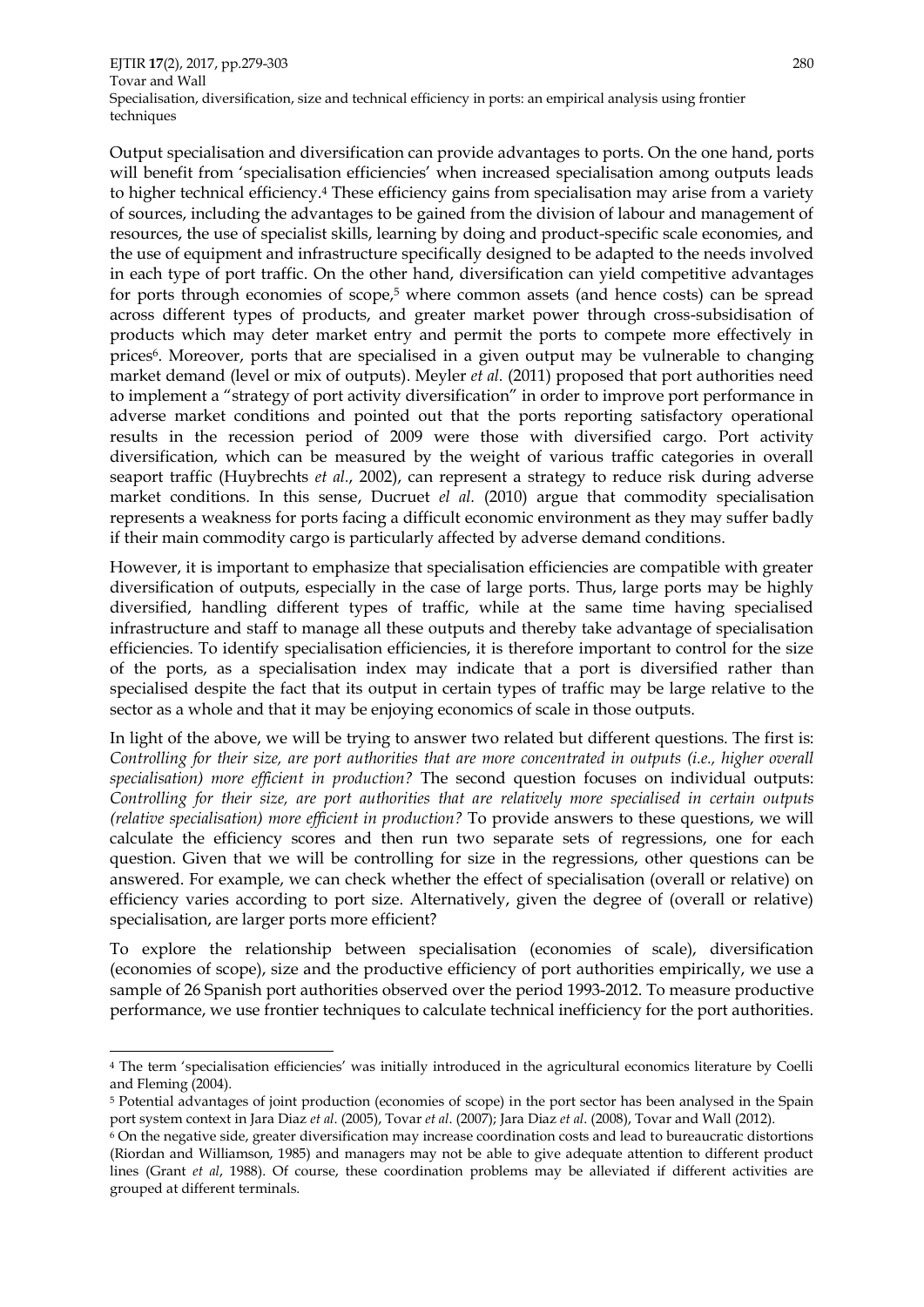Output specialisation and diversification can provide advantages to ports. On the one hand, ports will benefit from 'specialisation efficiencies' when increased specialisation among outputs leads to higher technical efficiency.[4] These efficiency gains from specialisation may arise from a variety of sources, including the advantages to be gained from the division of labour and management of resources, the use of specialist skills, learning by doing and product-specific scale economies, and the use of equipment and infrastructure specifically designed to be adapted to the needs involved in each type of port traffic. On the other hand, diversification can yield competitive advantages for ports through economies of scope,[5] where common assets (and hence costs) can be spread across different types of products, and greater market power through cross-subsidisation of products which may deter market entry and permit the ports to compete more effectively in prices[6]. Moreover, ports that are specialised in a given output may be vulnerable to changing market demand (level or mix of outputs). Meyler *et al.* (2011) proposed that port authorities need to implement a "strategy of port activity diversification" in order to improve port performance in adverse market conditions and pointed out that the ports reporting satisfactory operational results in the recession period of 2009 were those with diversified cargo. Port activity diversification, which can be measured by the weight of various traffic categories in overall seaport traffic (Huybrechts *et al.*, 2002), can represent a strategy to reduce risk during adverse market conditions. In this sense, Ducruet *el al.* (2010) argue that commodity specialisation represents a weakness for ports facing a difficult economic environment as they may suffer badly if their main commodity cargo is particularly affected by adverse demand conditions.

However, it is important to emphasize that specialisation efficiencies are compatible with greater diversification of outputs, especially in the case of large ports. Thus, large ports may be highly diversified, handling different types of traffic, while at the same time having specialised infrastructure and staff to manage all these outputs and thereby take advantage of specialisation efficiencies. To identify specialisation efficiencies, it is therefore important to control for the size of the ports, as a specialisation index may indicate that a port is diversified rather than specialised despite the fact that its output in certain types of traffic may be large relative to the sector as a whole and that it may be enjoying economics of scale in those outputs.

In light of the above, we will be trying to answer two related but different questions. The first is: *Controlling for their size, are port authorities that are more concentrated in outputs (i.e., higher overall specialisation) more efficient in production?* The second question focuses on individual outputs: *Controlling for their size, are port authorities that are relatively more specialised in certain outputs (relative specialisation) more efficient in production?* To provide answers to these questions, we will calculate the efficiency scores and then run two separate sets of regressions, one for each question. Given that we will be controlling for size in the regressions, other questions can be answered. For example, we can check whether the effect of specialisation (overall or relative) on efficiency varies according to port size. Alternatively, given the degree of (overall or relative) specialisation, are larger ports more efficient?

To explore the relationship between specialisation (economies of scale), diversification (economies of scope), size and the productive efficiency of port authorities empirically, we use a sample of 26 Spanish port authorities observed over the period 1993-2012. To measure productive performance, we use frontier techniques to calculate technical inefficiency for the port authorities.

---

[4] The term 'specialisation efficiencies' was initially introduced in the agricultural economics literature by Coelli and Fleming (2004).

[5] Potential advantages of joint production (economies of scope) in the port sector has been analysed in the Spain port system context in Jara Diaz *et al.* (2005), Tovar *et al.* (2007); Jara Diaz *et al.* (2008), Tovar and Wall (2012).

[6] On the negative side, greater diversification may increase coordination costs and lead to bureaucratic distortions (Riordan and Williamson, 1985) and managers may not be able to give adequate attention to different product lines (Grant *et al*, 1988). Of course, these coordination problems may be alleviated if different activities are grouped at different terminals.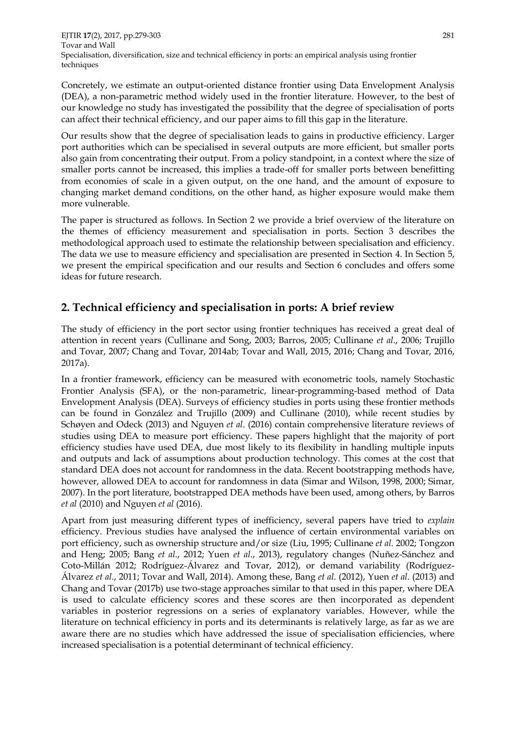Concretely, we estimate an output-oriented distance frontier using Data Envelopment Analysis (DEA), a non-parametric method widely used in the frontier literature. However, to the best of our knowledge no study has investigated the possibility that the degree of specialisation of ports can affect their technical efficiency, and our paper aims to fill this gap in the literature.

Our results show that the degree of specialisation leads to gains in productive efficiency. Larger port authorities which can be specialised in several outputs are more efficient, but smaller ports also gain from concentrating their output. From a policy standpoint, in a context where the size of smaller ports cannot be increased, this implies a trade-off for smaller ports between benefitting from economies of scale in a given output, on the one hand, and the amount of exposure to changing market demand conditions, on the other hand, as higher exposure would make them more vulnerable.

The paper is structured as follows. In Section 2 we provide a brief overview of the literature on the themes of efficiency measurement and specialisation in ports. Section 3 describes the methodological approach used to estimate the relationship between specialisation and efficiency. The data we use to measure efficiency and specialisation are presented in Section 4. In Section 5, we present the empirical specification and our results and Section 6 concludes and offers some ideas for future research.

## 2. Technical efficiency and specialisation in ports: A brief review

The study of efficiency in the port sector using frontier techniques has received a great deal of attention in recent years (Cullinane and Song, 2003; Barros, 2005; Cullinane *et al*., 2006; Trujillo and Tovar, 2007; Chang and Tovar, 2014ab; Tovar and Wall, 2015, 2016; Chang and Tovar, 2016, 2017a).

In a frontier framework, efficiency can be measured with econometric tools, namely Stochastic Frontier Analysis (SFA), or the non-parametric, linear-programming-based method of Data Envelopment Analysis (DEA). Surveys of efficiency studies in ports using these frontier methods can be found in González and Trujillo (2009) and Cullinane (2010), while recent studies by Schøyen and Odeck (2013) and Nguyen *et al*. (2016) contain comprehensive literature reviews of studies using DEA to measure port efficiency. These papers highlight that the majority of port efficiency studies have used DEA, due most likely to its flexibility in handling multiple inputs and outputs and lack of assumptions about production technology. This comes at the cost that standard DEA does not account for randomness in the data. Recent bootstrapping methods have, however, allowed DEA to account for randomness in data (Simar and Wilson, 1998, 2000; Simar, 2007). In the port literature, bootstrapped DEA methods have been used, among others, by Barros *et al* (2010) and Nguyen *et al* (2016).

Apart from just measuring different types of inefficiency, several papers have tried to *explain* efficiency. Previous studies have analysed the influence of certain environmental variables on port efficiency, such as ownership structure and/or size (Liu, 1995; Cullinane *et al*. 2002; Tongzon and Heng; 2005; Bang *et al*., 2012; Yuen *et al*., 2013), regulatory changes (Nuñez-Sánchez and Coto-Millán 2012; Rodríguez-Álvarez and Tovar, 2012), or demand variability (Rodríguez-Álvarez *et al*., 2011; Tovar and Wall, 2014). Among these, Bang *et al*. (2012), Yuen *et al*. (2013) and Chang and Tovar (2017b) use two-stage approaches similar to that used in this paper, where DEA is used to calculate efficiency scores and these scores are then incorporated as dependent variables in posterior regressions on a series of explanatory variables. However, while the literature on technical efficiency in ports and its determinants is relatively large, as far as we are aware there are no studies which have addressed the issue of specialisation efficiencies, where increased specialisation is a potential determinant of technical efficiency.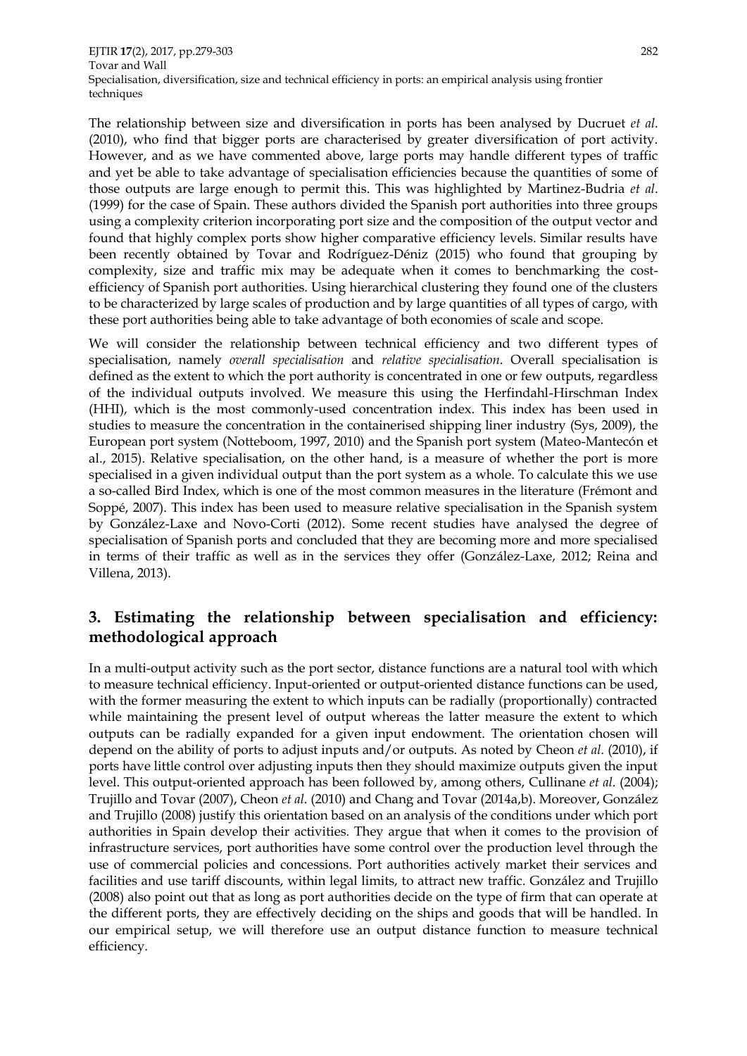The relationship between size and diversification in ports has been analysed by Ducruet *et al*. (2010), who find that bigger ports are characterised by greater diversification of port activity. However, and as we have commented above, large ports may handle different types of traffic and yet be able to take advantage of specialisation efficiencies because the quantities of some of those outputs are large enough to permit this. This was highlighted by Martinez-Budria *et al*. (1999) for the case of Spain. These authors divided the Spanish port authorities into three groups using a complexity criterion incorporating port size and the composition of the output vector and found that highly complex ports show higher comparative efficiency levels. Similar results have been recently obtained by Tovar and Rodríguez-Déniz (2015) who found that grouping by complexity, size and traffic mix may be adequate when it comes to benchmarking the cost-efficiency of Spanish port authorities. Using hierarchical clustering they found one of the clusters to be characterized by large scales of production and by large quantities of all types of cargo, with these port authorities being able to take advantage of both economies of scale and scope.

We will consider the relationship between technical efficiency and two different types of specialisation, namely *overall specialisation* and *relative specialisation*. Overall specialisation is defined as the extent to which the port authority is concentrated in one or few outputs, regardless of the individual outputs involved. We measure this using the Herfindahl-Hirschman Index (HHI), which is the most commonly-used concentration index. This index has been used in studies to measure the concentration in the containerised shipping liner industry (Sys, 2009), the European port system (Notteboom, 1997, 2010) and the Spanish port system (Mateo-Mantecón et al., 2015). Relative specialisation, on the other hand, is a measure of whether the port is more specialised in a given individual output than the port system as a whole. To calculate this we use a so-called Bird Index, which is one of the most common measures in the literature (Frémont and Soppé, 2007). This index has been used to measure relative specialisation in the Spanish system by González-Laxe and Novo-Corti (2012). Some recent studies have analysed the degree of specialisation of Spanish ports and concluded that they are becoming more and more specialised in terms of their traffic as well as in the services they offer (González-Laxe, 2012; Reina and Villena, 2013).

## 3. Estimating the relationship between specialisation and efficiency: methodological approach

In a multi-output activity such as the port sector, distance functions are a natural tool with which to measure technical efficiency. Input-oriented or output-oriented distance functions can be used, with the former measuring the extent to which inputs can be radially (proportionally) contracted while maintaining the present level of output whereas the latter measure the extent to which outputs can be radially expanded for a given input endowment. The orientation chosen will depend on the ability of ports to adjust inputs and/or outputs. As noted by Cheon *et al*. (2010), if ports have little control over adjusting inputs then they should maximize outputs given the input level. This output-oriented approach has been followed by, among others, Cullinane *et al*. (2004); Trujillo and Tovar (2007), Cheon *et al*. (2010) and Chang and Tovar (2014a,b). Moreover, González and Trujillo (2008) justify this orientation based on an analysis of the conditions under which port authorities in Spain develop their activities. They argue that when it comes to the provision of infrastructure services, port authorities have some control over the production level through the use of commercial policies and concessions. Port authorities actively market their services and facilities and use tariff discounts, within legal limits, to attract new traffic. González and Trujillo (2008) also point out that as long as port authorities decide on the type of firm that can operate at the different ports, they are effectively deciding on the ships and goods that will be handled. In our empirical setup, we will therefore use an output distance function to measure technical efficiency.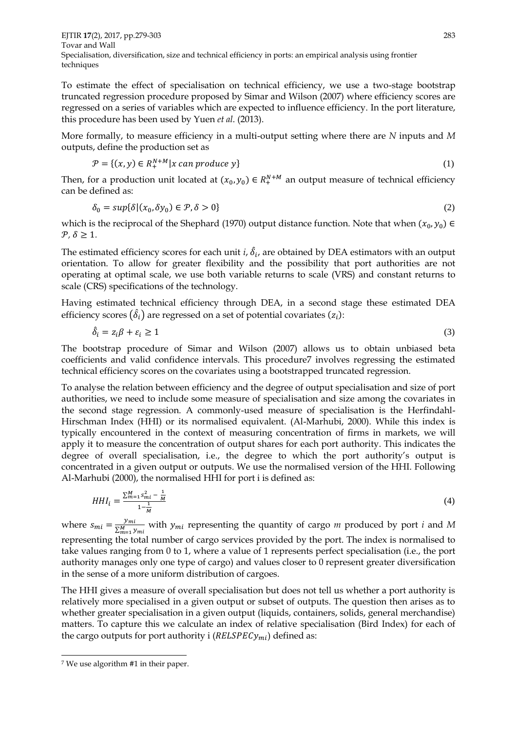To estimate the effect of specialisation on technical efficiency, we use a two-stage bootstrap truncated regression procedure proposed by Simar and Wilson (2007) where efficiency scores are regressed on a series of variables which are expected to influence efficiency. In the port literature, this procedure has been used by Yuen *et al.* (2013).

More formally, to measure efficiency in a multi-output setting where there are *N* inputs and *M* outputs, define the production set as

$$\mathcal{P} = \{(x, y) \in R_{+}^{N+M} | x \; can \; produce \; y\} \tag{1}$$

Then, for a production unit located at $(x_0, y_0) \in R_{+}^{N+M}$ an output measure of technical efficiency can be defined as:

$$\delta_0 = sup\{\delta | (x_0, \delta y_0) \in \mathcal{P}, \delta > 0\} \tag{2}$$

which is the reciprocal of the Shephard (1970) output distance function. Note that when $(x_0, y_0) \in \mathcal{P}$, $\delta \geq 1$.

The estimated efficiency scores for each unit *i*, $\hat{\delta}_i$, are obtained by DEA estimators with an output orientation. To allow for greater flexibility and the possibility that port authorities are not operating at optimal scale, we use both variable returns to scale (VRS) and constant returns to scale (CRS) specifications of the technology.

Having estimated technical efficiency through DEA, in a second stage these estimated DEA efficiency scores $(\hat{\delta}_i)$ are regressed on a set of potential covariates $(z_i)$:

$$\hat{\delta}_i = z_i \beta + \varepsilon_i \geq 1 \tag{3}$$

The bootstrap procedure of Simar and Wilson (2007) allows us to obtain unbiased beta coefficients and valid confidence intervals. This procedure[7] involves regressing the estimated technical efficiency scores on the covariates using a bootstrapped truncated regression.

To analyse the relation between efficiency and the degree of output specialisation and size of port authorities, we need to include some measure of specialisation and size among the covariates in the second stage regression. A commonly-used measure of specialisation is the Herfindahl-Hirschman Index (HHI) or its normalised equivalent. (Al-Marhubi, 2000). While this index is typically encountered in the context of measuring concentration of firms in markets, we will apply it to measure the concentration of output shares for each port authority. This indicates the degree of overall specialisation, i.e., the degree to which the port authority's output is concentrated in a given output or outputs. We use the normalised version of the HHI. Following Al-Marhubi (2000), the normalised HHI for port i is defined as:

$$HHI_i = \frac{\sum_{m=1}^{M} s_{mi}^2 - \frac{1}{M}}{1 - \frac{1}{M}} \tag{4}$$

where $s_{mi} = \frac{y_{mi}}{\sum_{m=1}^{M} y_{mi}}$ with $y_{mi}$ representing the quantity of cargo *m* produced by port *i* and *M* representing the total number of cargo services provided by the port. The index is normalised to take values ranging from 0 to 1, where a value of 1 represents perfect specialisation (i.e., the port authority manages only one type of cargo) and values closer to 0 represent greater diversification in the sense of a more uniform distribution of cargoes.

The HHI gives a measure of overall specialisation but does not tell us whether a port authority is relatively more specialised in a given output or subset of outputs. The question then arises as to whether greater specialisation in a given output (liquids, containers, solids, general merchandise) matters. To capture this we calculate an index of relative specialisation (Bird Index) for each of the cargo outputs for port authority i ($RELSPECy_{mi}$) defined as:

[7] We use algorithm #1 in their paper.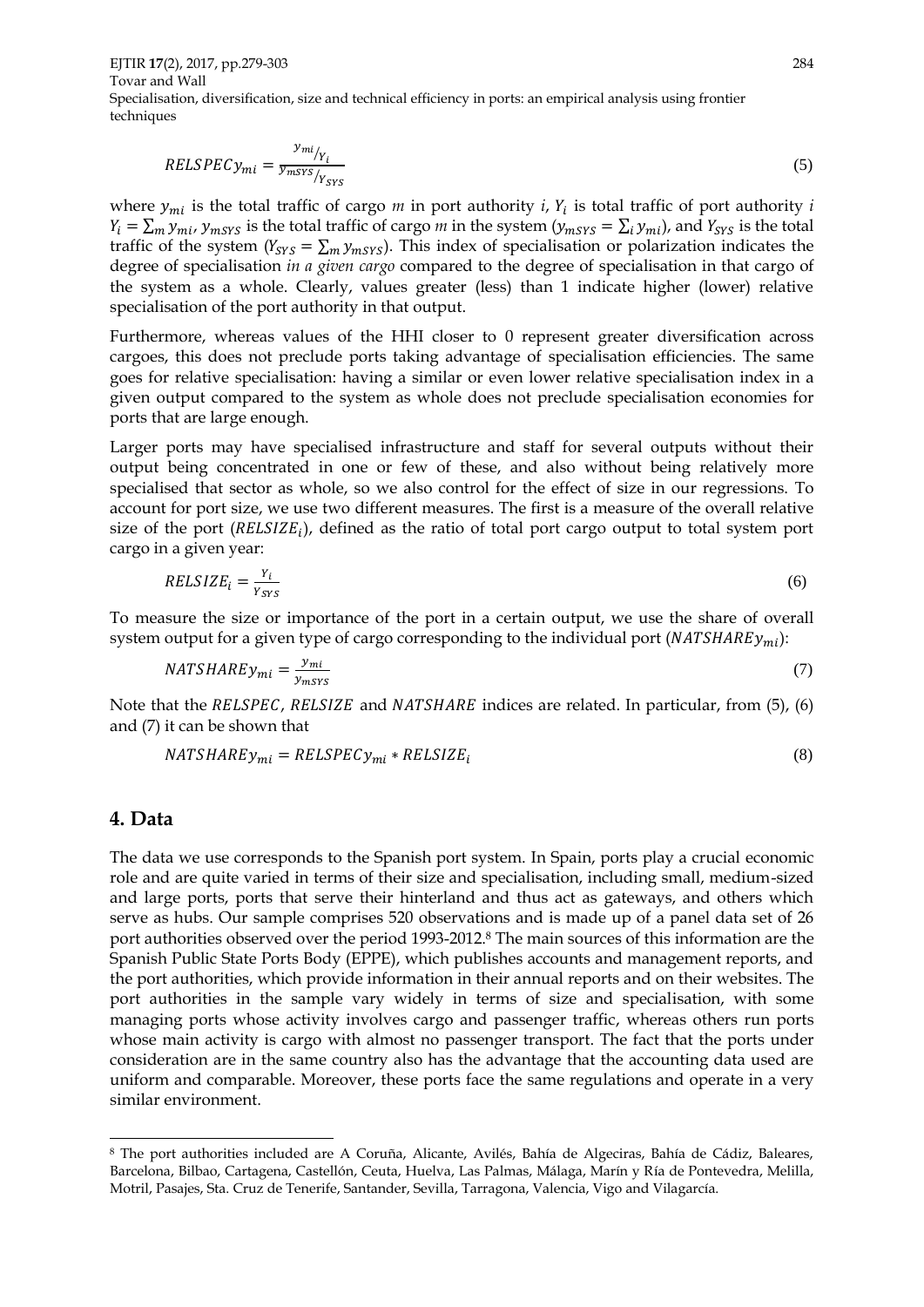$$RELSPECy_{mi} = \frac{y_{mi}/Y_i}{y_{mSYS}/Y_{SYS}} \tag{5}$$

where $y_{mi}$ is the total traffic of cargo *m* in port authority *i*, $Y_i$ is total traffic of port authority *i* $Y_i = \sum_m y_{mi}$, $y_{mSYS}$ is the total traffic of cargo *m* in the system ($y_{mSYS} = \sum_i y_{mi}$), and $Y_{SYS}$ is the total traffic of the system ($Y_{SYS} = \sum_m y_{mSYS}$). This index of specialisation or polarization indicates the degree of specialisation *in a given cargo* compared to the degree of specialisation in that cargo of the system as a whole. Clearly, values greater (less) than 1 indicate higher (lower) relative specialisation of the port authority in that output.

Furthermore, whereas values of the HHI closer to 0 represent greater diversification across cargoes, this does not preclude ports taking advantage of specialisation efficiencies. The same goes for relative specialisation: having a similar or even lower relative specialisation index in a given output compared to the system as whole does not preclude specialisation economies for ports that are large enough.

Larger ports may have specialised infrastructure and staff for several outputs without their output being concentrated in one or few of these, and also without being relatively more specialised that sector as whole, so we also control for the effect of size in our regressions. To account for port size, we use two different measures. The first is a measure of the overall relative size of the port ($RELSIZE_i$), defined as the ratio of total port cargo output to total system port cargo in a given year:

$$RELSIZE_i = \frac{Y_i}{Y_{SYS}} \tag{6}$$

To measure the size or importance of the port in a certain output, we use the share of overall system output for a given type of cargo corresponding to the individual port ($NATSHAREy_{mi}$):

$$NATSHAREy_{mi} = \frac{y_{mi}}{y_{mSYS}} \tag{7}$$

Note that the $RELSPEC$, $RELSIZE$ and $NATSHARE$ indices are related. In particular, from (5), (6) and (7) it can be shown that

$$NATSHAREy_{mi} = RELSPECy_{mi} * RELSIZE_i \tag{8}$$

## 4. Data

The data we use corresponds to the Spanish port system. In Spain, ports play a crucial economic role and are quite varied in terms of their size and specialisation, including small, medium-sized and large ports, ports that serve their hinterland and thus act as gateways, and others which serve as hubs. Our sample comprises 520 observations and is made up of a panel data set of 26 port authorities observed over the period 1993-2012.[8] The main sources of this information are the Spanish Public State Ports Body (EPPE), which publishes accounts and management reports, and the port authorities, which provide information in their annual reports and on their websites. The port authorities in the sample vary widely in terms of size and specialisation, with some managing ports whose activity involves cargo and passenger traffic, whereas others run ports whose main activity is cargo with almost no passenger transport. The fact that the ports under consideration are in the same country also has the advantage that the accounting data used are uniform and comparable. Moreover, these ports face the same regulations and operate in a very similar environment.

---

[8] The port authorities included are A Coruña, Alicante, Avilés, Bahía de Algeciras, Bahía de Cádiz, Baleares, Barcelona, Bilbao, Cartagena, Castellón, Ceuta, Huelva, Las Palmas, Málaga, Marín y Ría de Pontevedra, Melilla, Motril, Pasajes, Sta. Cruz de Tenerife, Santander, Sevilla, Tarragona, Valencia, Vigo and Vilagarcía.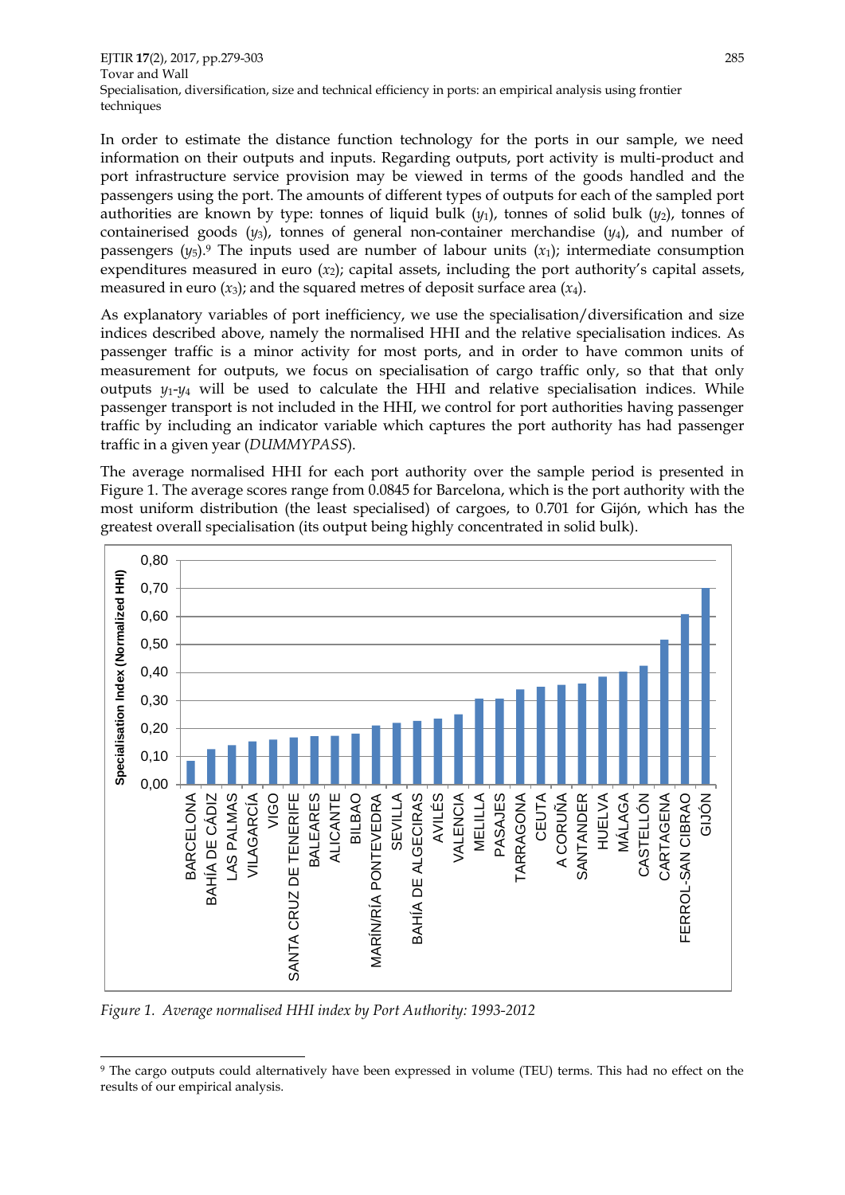In order to estimate the distance function technology for the ports in our sample, we need information on their outputs and inputs. Regarding outputs, port activity is multi-product and port infrastructure service provision may be viewed in terms of the goods handled and the passengers using the port. The amounts of different types of outputs for each of the sampled port authorities are known by type: tonnes of liquid bulk ($y_1$), tonnes of solid bulk ($y_2$), tonnes of containerised goods ($y_3$), tonnes of general non-container merchandise ($y_4$), and number of passengers ($y_5$).[9] The inputs used are number of labour units ($x_1$); intermediate consumption expenditures measured in euro ($x_2$); capital assets, including the port authority's capital assets, measured in euro ($x_3$); and the squared metres of deposit surface area ($x_4$).

As explanatory variables of port inefficiency, we use the specialisation/diversification and size indices described above, namely the normalised HHI and the relative specialisation indices. As passenger traffic is a minor activity for most ports, and in order to have common units of measurement for outputs, we focus on specialisation of cargo traffic only, so that that only outputs $y_1$-$y_4$ will be used to calculate the HHI and relative specialisation indices. While passenger transport is not included in the HHI, we control for port authorities having passenger traffic by including an indicator variable which captures the port authority has had passenger traffic in a given year (*DUMMYPASS*).

The average normalised HHI for each port authority over the sample period is presented in Figure 1. The average scores range from 0.0845 for Barcelona, which is the port authority with the most uniform distribution (the least specialised) of cargoes, to 0.701 for Gijón, which has the greatest overall specialisation (its output being highly concentrated in solid bulk).

*Figure 1. Average normalised HHI index by Port Authority: 1993-2012*

[9] The cargo outputs could alternatively have been expressed in volume (TEU) terms. This had no effect on the results of our empirical analysis.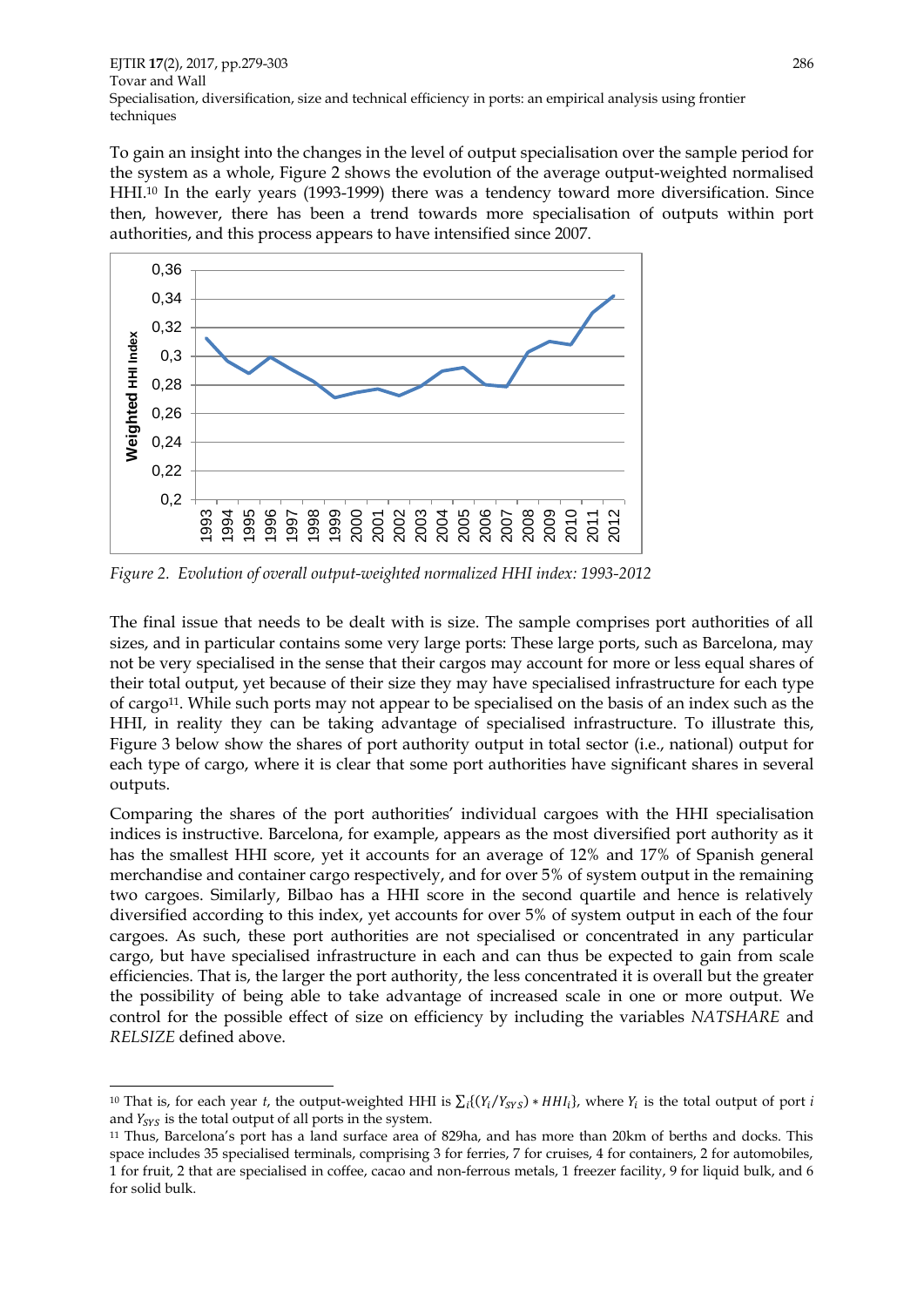To gain an insight into the changes in the level of output specialisation over the sample period for the system as a whole, Figure 2 shows the evolution of the average output-weighted normalised HHI.[10] In the early years (1993-1999) there was a tendency toward more diversification. Since then, however, there has been a trend towards more specialisation of outputs within port authorities, and this process appears to have intensified since 2007.

Figure 2. *Evolution of overall output-weighted normalized HHI index: 1993-2012*

The final issue that needs to be dealt with is size. The sample comprises port authorities of all sizes, and in particular contains some very large ports: These large ports, such as Barcelona, may not be very specialised in the sense that their cargos may account for more or less equal shares of their total output, yet because of their size they may have specialised infrastructure for each type of cargo[11]. While such ports may not appear to be specialised on the basis of an index such as the HHI, in reality they can be taking advantage of specialised infrastructure. To illustrate this, Figure 3 below show the shares of port authority output in total sector (i.e., national) output for each type of cargo, where it is clear that some port authorities have significant shares in several outputs.

Comparing the shares of the port authorities' individual cargoes with the HHI specialisation indices is instructive. Barcelona, for example, appears as the most diversified port authority as it has the smallest HHI score, yet it accounts for an average of 12% and 17% of Spanish general merchandise and container cargo respectively, and for over 5% of system output in the remaining two cargoes. Similarly, Bilbao has a HHI score in the second quartile and hence is relatively diversified according to this index, yet accounts for over 5% of system output in each of the four cargoes. As such, these port authorities are not specialised or concentrated in any particular cargo, but have specialised infrastructure in each and can thus be expected to gain from scale efficiencies. That is, the larger the port authority, the less concentrated it is overall but the greater the possibility of being able to take advantage of increased scale in one or more output. We control for the possible effect of size on efficiency by including the variables *NATSHARE* and *RELSIZE* defined above.

[10] That is, for each year *t*, the output-weighted HHI is $\sum_i\{(Y_i/Y_{SYS}) * HHI_i\}$, where $Y_i$ is the total output of port *i* and $Y_{SYS}$ is the total output of all ports in the system.

[11] Thus, Barcelona's port has a land surface area of 829ha, and has more than 20km of berths and docks. This space includes 35 specialised terminals, comprising 3 for ferries, 7 for cruises, 4 for containers, 2 for automobiles, 1 for fruit, 2 that are specialised in coffee, cacao and non-ferrous metals, 1 freezer facility, 9 for liquid bulk, and 6 for solid bulk.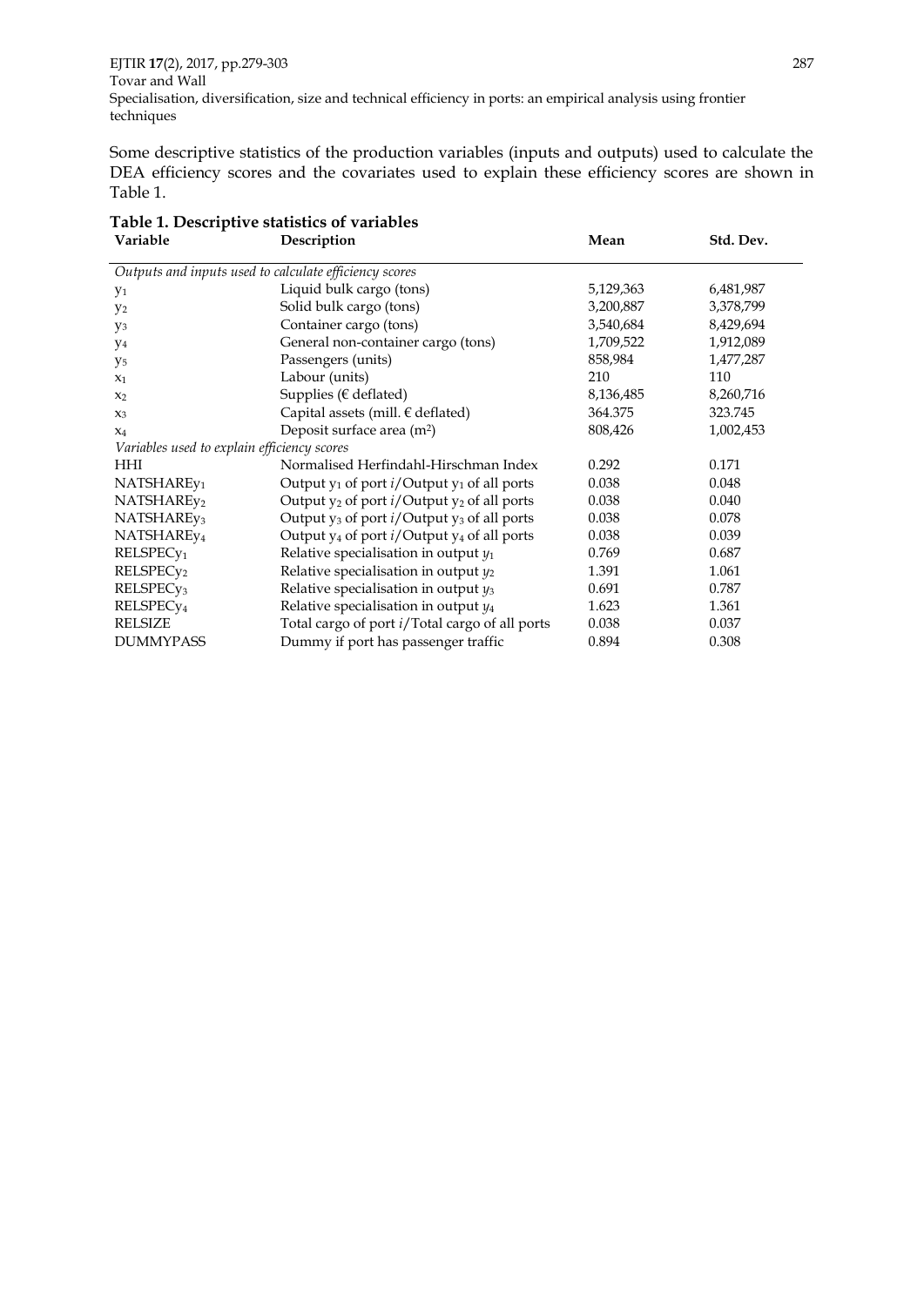Some descriptive statistics of the production variables (inputs and outputs) used to calculate the DEA efficiency scores and the covariates used to explain these efficiency scores are shown in Table 1.

**Table 1. Descriptive statistics of variables**

| Variable | Description | Mean | Std. Dev. |
|---|---|---|---|
| *Outputs and inputs used to calculate efficiency scores* | | | |
| $y_1$ | Liquid bulk cargo (tons) | 5,129,363 | 6,481,987 |
| $y_2$ | Solid bulk cargo (tons) | 3,200,887 | 3,378,799 |
| $y_3$ | Container cargo (tons) | 3,540,684 | 8,429,694 |
| $y_4$ | General non-container cargo (tons) | 1,709,522 | 1,912,089 |
| $y_5$ | Passengers (units) | 858,984 | 1,477,287 |
| $x_1$ | Labour (units) | 210 | 110 |
| $x_2$ | Supplies (€ deflated) | 8,136,485 | 8,260,716 |
| $x_3$ | Capital assets (mill. € deflated) | 364.375 | 323.745 |
| $x_4$ | Deposit surface area ($m^2$) | 808,426 | 1,002,453 |
| *Variables used to explain efficiency scores* | | | |
| HHI | Normalised Herfindahl-Hirschman Index | 0.292 | 0.171 |
| $NATSHAREy_1$ | Output $y_1$ of port $i$/Output $y_1$ of all ports | 0.038 | 0.048 |
| $NATSHAREy_2$ | Output $y_2$ of port $i$/Output $y_2$ of all ports | 0.038 | 0.040 |
| $NATSHAREy_3$ | Output $y_3$ of port $i$/Output $y_3$ of all ports | 0.038 | 0.078 |
| $NATSHAREy_4$ | Output $y_4$ of port $i$/Output $y_4$ of all ports | 0.038 | 0.039 |
| $RELSPECy_1$ | Relative specialisation in output $y_1$ | 0.769 | 0.687 |
| $RELSPECy_2$ | Relative specialisation in output $y_2$ | 1.391 | 1.061 |
| $RELSPECy_3$ | Relative specialisation in output $y_3$ | 0.691 | 0.787 |
| $RELSPECy_4$ | Relative specialisation in output $y_4$ | 1.623 | 1.361 |
| RELSIZE | Total cargo of port $i$/Total cargo of all ports | 0.038 | 0.037 |
| DUMMYPASS | Dummy if port has passenger traffic | 0.894 | 0.308 |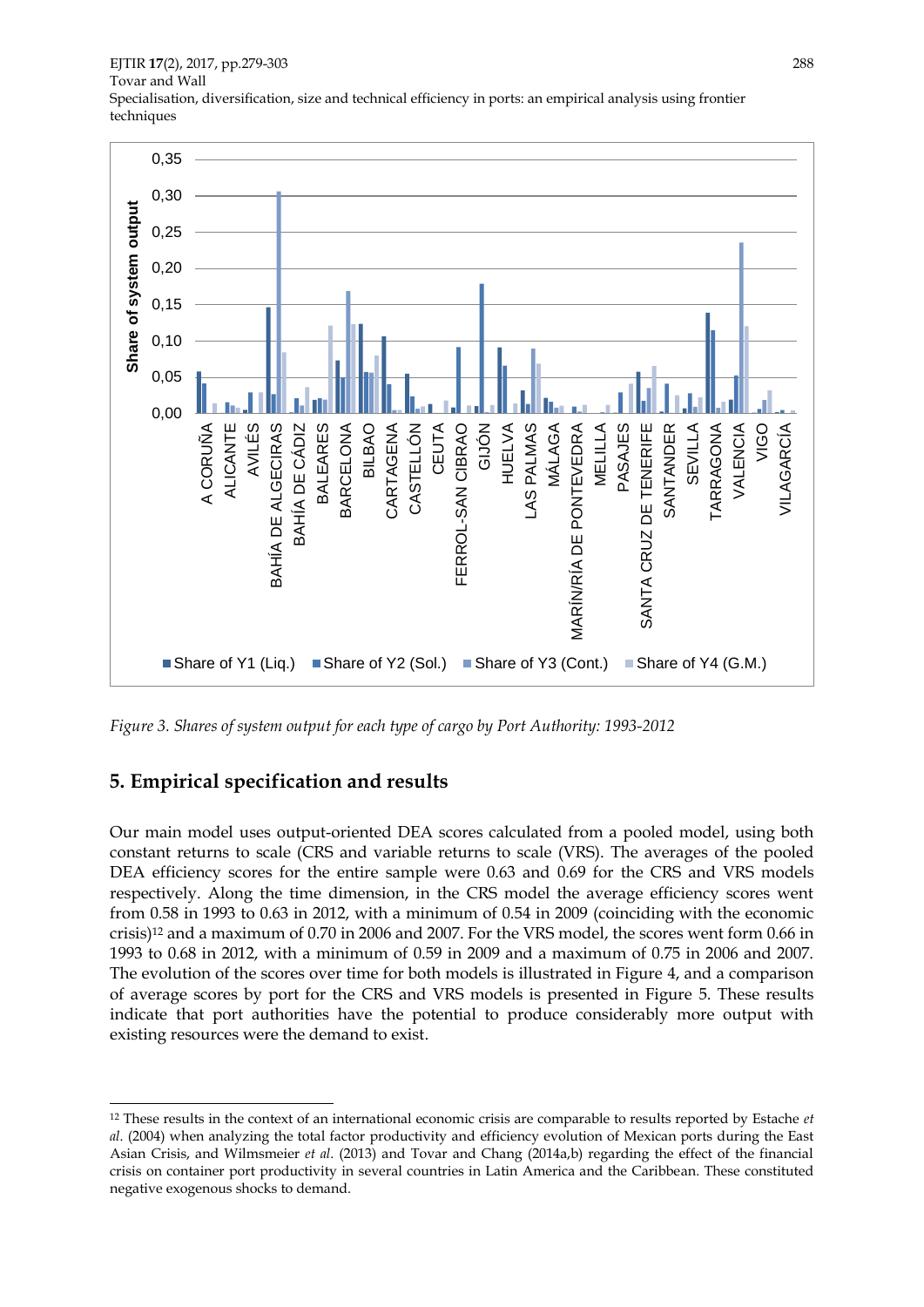*Figure 3. Shares of system output for each type of cargo by Port Authority: 1993-2012*

## 5. Empirical specification and results

Our main model uses output-oriented DEA scores calculated from a pooled model, using both constant returns to scale (CRS and variable returns to scale (VRS). The averages of the pooled DEA efficiency scores for the entire sample were 0.63 and 0.69 for the CRS and VRS models respectively. Along the time dimension, in the CRS model the average efficiency scores went from 0.58 in 1993 to 0.63 in 2012, with a minimum of 0.54 in 2009 (coinciding with the economic crisis)[12] and a maximum of 0.70 in 2006 and 2007. For the VRS model, the scores went form 0.66 in 1993 to 0.68 in 2012, with a minimum of 0.59 in 2009 and a maximum of 0.75 in 2006 and 2007. The evolution of the scores over time for both models is illustrated in Figure 4, and a comparison of average scores by port for the CRS and VRS models is presented in Figure 5. These results indicate that port authorities have the potential to produce considerably more output with existing resources were the demand to exist.

[12] These results in the context of an international economic crisis are comparable to results reported by Estache *et al.* (2004) when analyzing the total factor productivity and efficiency evolution of Mexican ports during the East Asian Crisis, and Wilmsmeier *et al*. (2013) and Tovar and Chang (2014a,b) regarding the effect of the financial crisis on container port productivity in several countries in Latin America and the Caribbean. These constituted negative exogenous shocks to demand.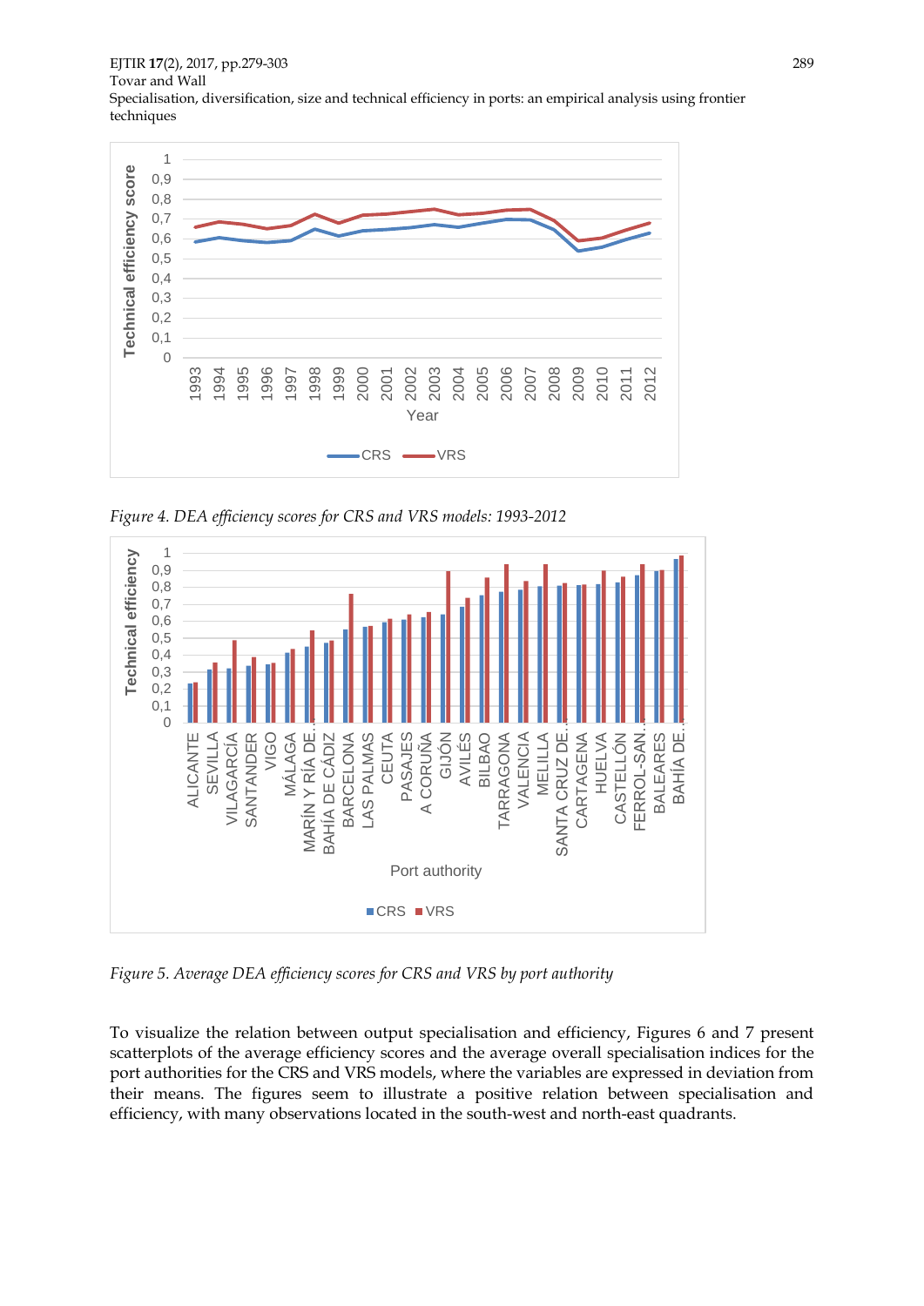Figure 4. DEA efficiency scores for CRS and VRS models: 1993-2012

Figure 5. Average DEA efficiency scores for CRS and VRS by port authority

To visualize the relation between output specialisation and efficiency, Figures 6 and 7 present scatterplots of the average efficiency scores and the average overall specialisation indices for the port authorities for the CRS and VRS models, where the variables are expressed in deviation from their means. The figures seem to illustrate a positive relation between specialisation and efficiency, with many observations located in the south-west and north-east quadrants.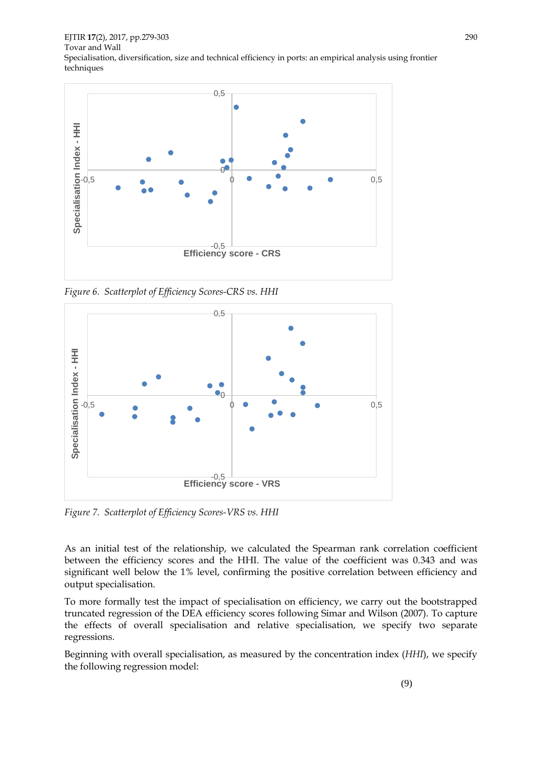*Figure 6. Scatterplot of Efficiency Scores-CRS vs. HHI*

*Figure 7. Scatterplot of Efficiency Scores-VRS vs. HHI*

As an initial test of the relationship, we calculated the Spearman rank correlation coefficient between the efficiency scores and the HHI. The value of the coefficient was 0.343 and was significant well below the 1% level, confirming the positive correlation between efficiency and output specialisation.

To more formally test the impact of specialisation on efficiency, we carry out the bootstrapped truncated regression of the DEA efficiency scores following Simar and Wilson (2007). To capture the effects of overall specialisation and relative specialisation, we specify two separate regressions.

Beginning with overall specialisation, as measured by the concentration index (*HHI*), we specify the following regression model:

(9)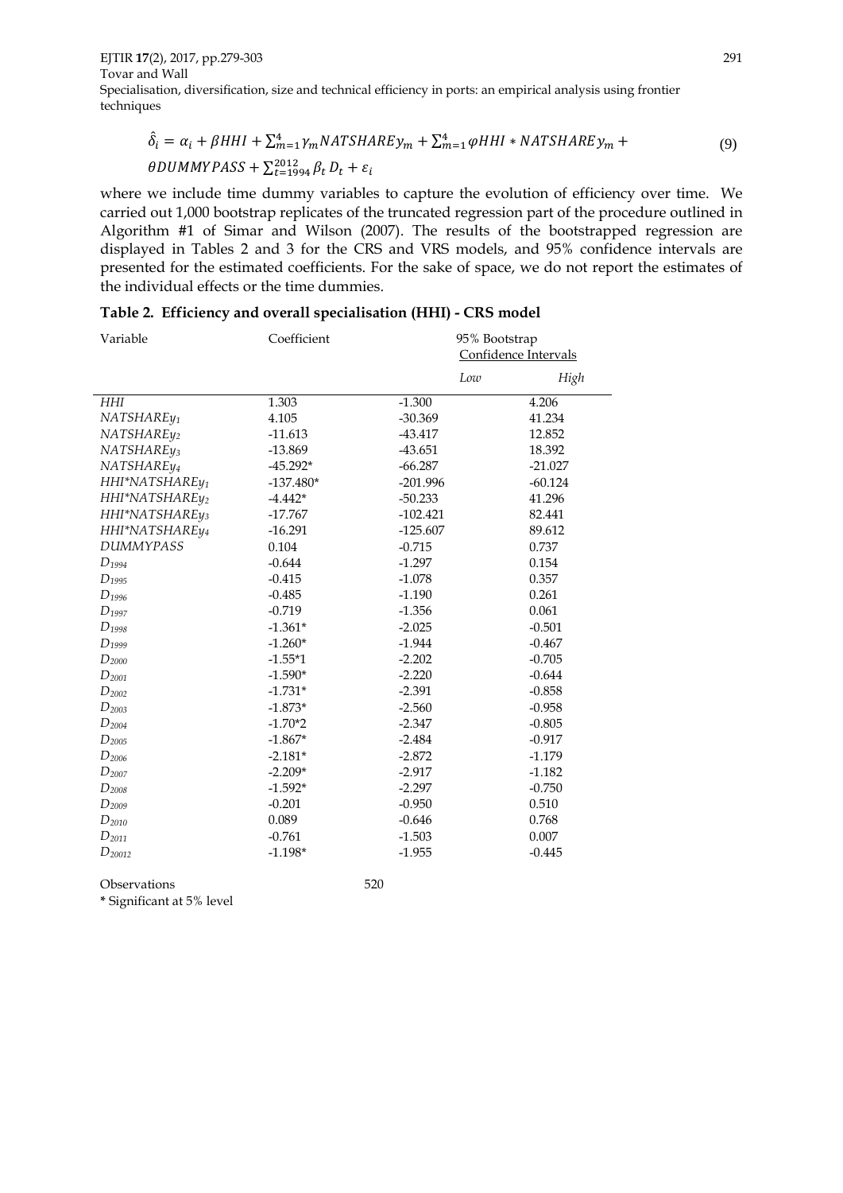$$\hat{\delta}_i = \alpha_i + \beta HHI + \sum_{m=1}^{4} \gamma_m NATSHAREy_m + \sum_{m=1}^{4} \varphi HHI * NATSHAREy_m + \theta DUMMYPASS + \sum_{t=1994}^{2012} \beta_t D_t + \varepsilon_i \tag{9}$$

where we include time dummy variables to capture the evolution of efficiency over time. We carried out 1,000 bootstrap replicates of the truncated regression part of the procedure outlined in Algorithm #1 of Simar and Wilson (2007). The results of the bootstrapped regression are displayed in Tables 2 and 3 for the CRS and VRS models, and 95% confidence intervals are presented for the estimated coefficients. For the sake of space, we do not report the estimates of the individual effects or the time dummies.

**Table 2. Efficiency and overall specialisation (HHI) - CRS model**

| Variable | Coefficient | 95% Bootstrap Confidence Intervals | |
|---|---|---|---|
| | | *Low* | *High* |
| *HHI* | 1.303 | -1.300 | 4.206 |
| *NATSHAREy₁* | 4.105 | -30.369 | 41.234 |
| *NATSHAREy₂* | -11.613 | -43.417 | 12.852 |
| *NATSHAREy₃* | -13.869 | -43.651 | 18.392 |
| *NATSHAREy₄* | -45.292* | -66.287 | -21.027 |
| *HHI*NATSHAREy₁* | -137.480* | -201.996 | -60.124 |
| *HHI*NATSHAREy₂* | -4.442* | -50.233 | 41.296 |
| *HHI*NATSHAREy₃* | -17.767 | -102.421 | 82.441 |
| *HHI*NATSHAREy₄* | -16.291 | -125.607 | 89.612 |
| *DUMMYPASS* | 0.104 | -0.715 | 0.737 |
| $D_{1994}$ | -0.644 | -1.297 | 0.154 |
| $D_{1995}$ | -0.415 | -1.078 | 0.357 |
| $D_{1996}$ | -0.485 | -1.190 | 0.261 |
| $D_{1997}$ | -0.719 | -1.356 | 0.061 |
| $D_{1998}$ | -1.361* | -2.025 | -0.501 |
| $D_{1999}$ | -1.260* | -1.944 | -0.467 |
| $D_{2000}$ | -1.55*1 | -2.202 | -0.705 |
| $D_{2001}$ | -1.590* | -2.220 | -0.644 |
| $D_{2002}$ | -1.731* | -2.391 | -0.858 |
| $D_{2003}$ | -1.873* | -2.560 | -0.958 |
| $D_{2004}$ | -1.70*2 | -2.347 | -0.805 |
| $D_{2005}$ | -1.867* | -2.484 | -0.917 |
| $D_{2006}$ | -2.181* | -2.872 | -1.179 |
| $D_{2007}$ | -2.209* | -2.917 | -1.182 |
| $D_{2008}$ | -1.592* | -2.297 | -0.750 |
| $D_{2009}$ | -0.201 | -0.950 | 0.510 |
| $D_{2010}$ | 0.089 | -0.646 | 0.768 |
| $D_{2011}$ | -0.761 | -1.503 | 0.007 |
| $D_{20012}$ | -1.198* | -1.955 | -0.445 |
| | | | |
| Observations | | 520 | |

\* Significant at 5% level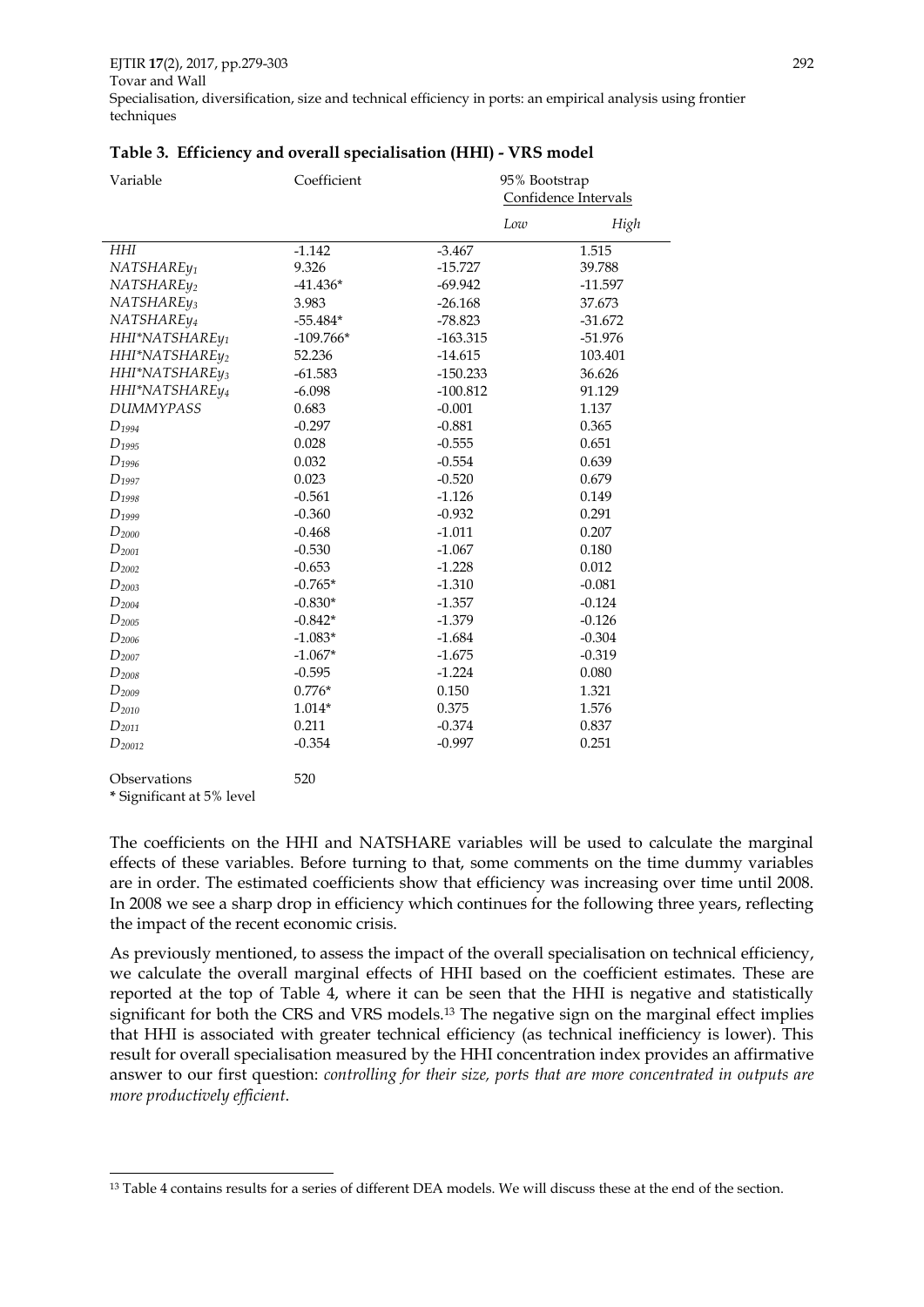**Table 3. Efficiency and overall specialisation (HHI) - VRS model**

| Variable | Coefficient | 95% Bootstrap Confidence Intervals | |
|---|---|---|---|
| | | *Low* | *High* |
| *HHI* | -1.142 | -3.467 | 1.515 |
| $NATSHAREy_1$ | 9.326 | -15.727 | 39.788 |
| $NATSHAREy_2$ | -41.436* | -69.942 | -11.597 |
| $NATSHAREy_3$ | 3.983 | -26.168 | 37.673 |
| $NATSHAREy_4$ | -55.484* | -78.823 | -31.672 |
| $HHI{*}NATSHAREy_1$ | -109.766* | -163.315 | -51.976 |
| $HHI{*}NATSHAREy_2$ | 52.236 | -14.615 | 103.401 |
| $HHI{*}NATSHAREy_3$ | -61.583 | -150.233 | 36.626 |
| $HHI{*}NATSHAREy_4$ | -6.098 | -100.812 | 91.129 |
| *DUMMYPASS* | 0.683 | -0.001 | 1.137 |
| $D_{1994}$ | -0.297 | -0.881 | 0.365 |
| $D_{1995}$ | 0.028 | -0.555 | 0.651 |
| $D_{1996}$ | 0.032 | -0.554 | 0.639 |
| $D_{1997}$ | 0.023 | -0.520 | 0.679 |
| $D_{1998}$ | -0.561 | -1.126 | 0.149 |
| $D_{1999}$ | -0.360 | -0.932 | 0.291 |
| $D_{2000}$ | -0.468 | -1.011 | 0.207 |
| $D_{2001}$ | -0.530 | -1.067 | 0.180 |
| $D_{2002}$ | -0.653 | -1.228 | 0.012 |
| $D_{2003}$ | -0.765* | -1.310 | -0.081 |
| $D_{2004}$ | -0.830* | -1.357 | -0.124 |
| $D_{2005}$ | -0.842* | -1.379 | -0.126 |
| $D_{2006}$ | -1.083* | -1.684 | -0.304 |
| $D_{2007}$ | -1.067* | -1.675 | -0.319 |
| $D_{2008}$ | -0.595 | -1.224 | 0.080 |
| $D_{2009}$ | 0.776* | 0.150 | 1.321 |
| $D_{2010}$ | 1.014* | 0.375 | 1.576 |
| $D_{2011}$ | 0.211 | -0.374 | 0.837 |
| $D_{20012}$ | -0.354 | -0.997 | 0.251 |
| | | | |
| Observations | 520 | | |

\* Significant at 5% level

The coefficients on the HHI and NATSHARE variables will be used to calculate the marginal effects of these variables. Before turning to that, some comments on the time dummy variables are in order. The estimated coefficients show that efficiency was increasing over time until 2008. In 2008 we see a sharp drop in efficiency which continues for the following three years, reflecting the impact of the recent economic crisis.

As previously mentioned, to assess the impact of the overall specialisation on technical efficiency, we calculate the overall marginal effects of HHI based on the coefficient estimates. These are reported at the top of Table 4, where it can be seen that the HHI is negative and statistically significant for both the CRS and VRS models.[13] The negative sign on the marginal effect implies that HHI is associated with greater technical efficiency (as technical inefficiency is lower). This result for overall specialisation measured by the HHI concentration index provides an affirmative answer to our first question: *controlling for their size, ports that are more concentrated in outputs are more productively efficient*.

[13] Table 4 contains results for a series of different DEA models. We will discuss these at the end of the section.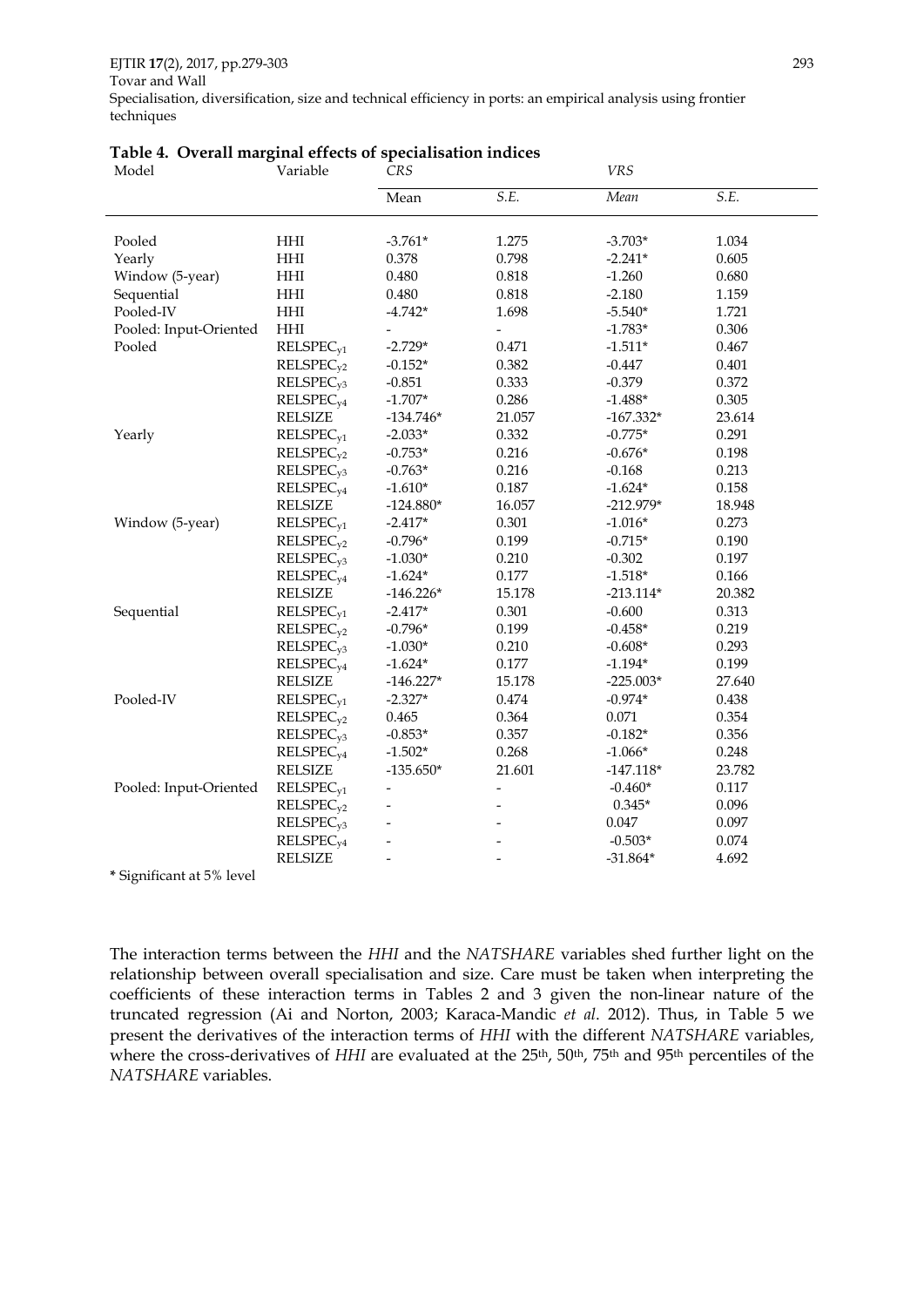**Table 4. Overall marginal effects of specialisation indices**

| Model | Variable | *CRS* | | *VRS* | |
|---|---|---|---|---|---|
| | | Mean | *S.E.* | *Mean* | *S.E.* |
| Pooled | HHI | -3.761* | 1.275 | -3.703* | 1.034 |
| Yearly | HHI | 0.378 | 0.798 | -2.241* | 0.605 |
| Window (5-year) | HHI | 0.480 | 0.818 | -1.260 | 0.680 |
| Sequential | HHI | 0.480 | 0.818 | -2.180 | 1.159 |
| Pooled-IV | HHI | -4.742* | 1.698 | -5.540* | 1.721 |
| Pooled: Input-Oriented | HHI | - | - | -1.783* | 0.306 |
| Pooled | $RELSPEC_{y1}$ | -2.729* | 0.471 | -1.511* | 0.467 |
| | $RELSPEC_{y2}$ | -0.152* | 0.382 | -0.447 | 0.401 |
| | $RELSPEC_{y3}$ | -0.851 | 0.333 | -0.379 | 0.372 |
| | $RELSPEC_{y4}$ | -1.707* | 0.286 | -1.488* | 0.305 |
| | RELSIZE | -134.746* | 21.057 | -167.332* | 23.614 |
| Yearly | $RELSPEC_{y1}$ | -2.033* | 0.332 | -0.775* | 0.291 |
| | $RELSPEC_{y2}$ | -0.753* | 0.216 | -0.676* | 0.198 |
| | $RELSPEC_{y3}$ | -0.763* | 0.216 | -0.168 | 0.213 |
| | $RELSPEC_{y4}$ | -1.610* | 0.187 | -1.624* | 0.158 |
| | RELSIZE | -124.880* | 16.057 | -212.979* | 18.948 |
| Window (5-year) | $RELSPEC_{y1}$ | -2.417* | 0.301 | -1.016* | 0.273 |
| | $RELSPEC_{y2}$ | -0.796* | 0.199 | -0.715* | 0.190 |
| | $RELSPEC_{y3}$ | -1.030* | 0.210 | -0.302 | 0.197 |
| | $RELSPEC_{y4}$ | -1.624* | 0.177 | -1.518* | 0.166 |
| | RELSIZE | -146.226* | 15.178 | -213.114* | 20.382 |
| Sequential | $RELSPEC_{y1}$ | -2.417* | 0.301 | -0.600 | 0.313 |
| | $RELSPEC_{y2}$ | -0.796* | 0.199 | -0.458* | 0.219 |
| | $RELSPEC_{y3}$ | -1.030* | 0.210 | -0.608* | 0.293 |
| | $RELSPEC_{y4}$ | -1.624* | 0.177 | -1.194* | 0.199 |
| | RELSIZE | -146.227* | 15.178 | -225.003* | 27.640 |
| Pooled-IV | $RELSPEC_{y1}$ | -2.327* | 0.474 | -0.974* | 0.438 |
| | $RELSPEC_{y2}$ | 0.465 | 0.364 | 0.071 | 0.354 |
| | $RELSPEC_{y3}$ | -0.853* | 0.357 | -0.182* | 0.356 |
| | $RELSPEC_{y4}$ | -1.502* | 0.268 | -1.066* | 0.248 |
| | RELSIZE | -135.650* | 21.601 | -147.118* | 23.782 |
| Pooled: Input-Oriented | $RELSPEC_{y1}$ | - | - | -0.460* | 0.117 |
| | $RELSPEC_{y2}$ | - | - | 0.345* | 0.096 |
| | $RELSPEC_{y3}$ | - | - | 0.047 | 0.097 |
| | $RELSPEC_{y4}$ | - | - | -0.503* | 0.074 |
| | RELSIZE | - | - | -31.864* | 4.692 |

**\*** Significant at 5% level

The interaction terms between the *HHI* and the *NATSHARE* variables shed further light on the relationship between overall specialisation and size. Care must be taken when interpreting the coefficients of these interaction terms in Tables 2 and 3 given the non-linear nature of the truncated regression (Ai and Norton, 2003; Karaca-Mandic *et al*. 2012). Thus, in Table 5 we present the derivatives of the interaction terms of *HHI* with the different *NATSHARE* variables, where the cross-derivatives of *HHI* are evaluated at the 25th, 50th, 75th and 95th percentiles of the *NATSHARE* variables.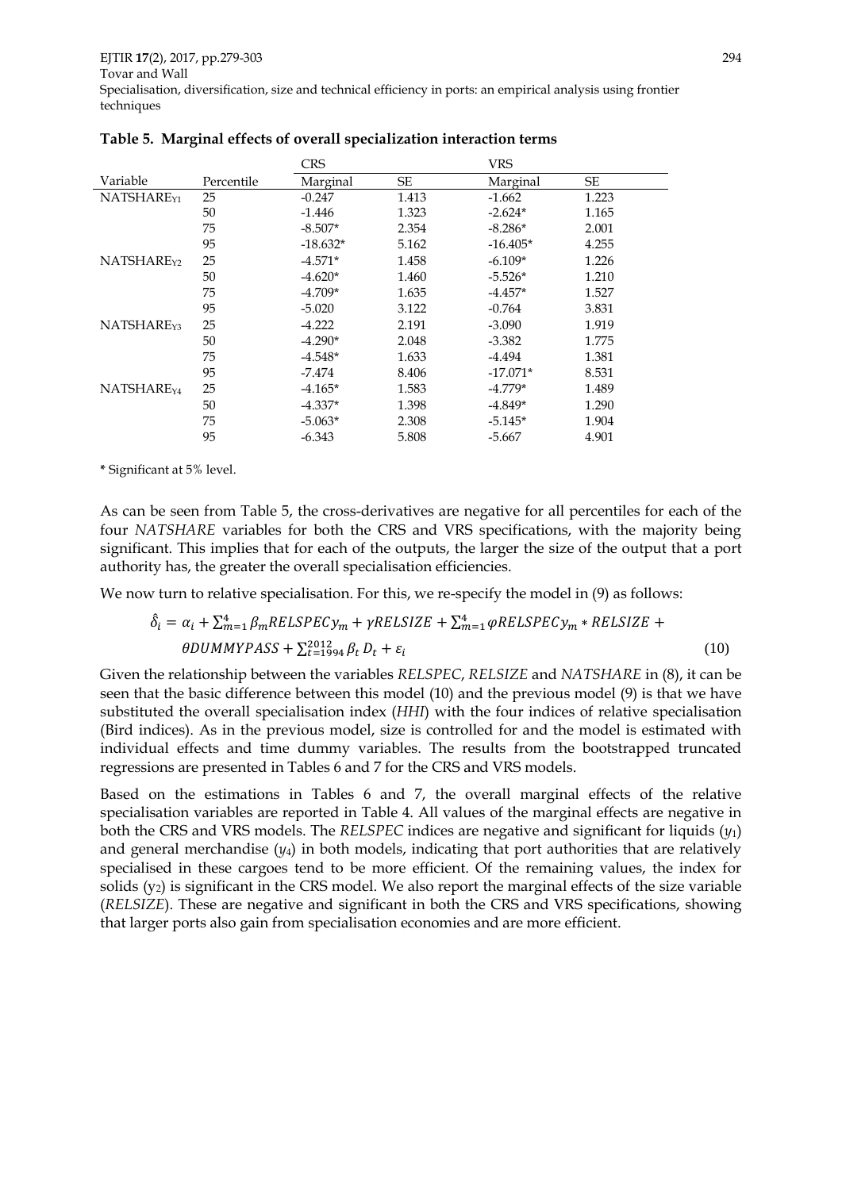**Table 5. Marginal effects of overall specialization interaction terms**

| Variable | Percentile | CRS Marginal | CRS SE | VRS Marginal | VRS SE |
|---|---|---|---|---|---|
| $NATSHARE_{Y1}$ | 25 | -0.247 | 1.413 | -1.662 | 1.223 |
| | 50 | -1.446 | 1.323 | -2.624* | 1.165 |
| | 75 | -8.507* | 2.354 | -8.286* | 2.001 |
| | 95 | -18.632* | 5.162 | -16.405* | 4.255 |
| $NATSHARE_{Y2}$ | 25 | -4.571* | 1.458 | -6.109* | 1.226 |
| | 50 | -4.620* | 1.460 | -5.526* | 1.210 |
| | 75 | -4.709* | 1.635 | -4.457* | 1.527 |
| | 95 | -5.020 | 3.122 | -0.764 | 3.831 |
| $NATSHARE_{Y3}$ | 25 | -4.222 | 2.191 | -3.090 | 1.919 |
| | 50 | -4.290* | 2.048 | -3.382 | 1.775 |
| | 75 | -4.548* | 1.633 | -4.494 | 1.381 |
| | 95 | -7.474 | 8.406 | -17.071* | 8.531 |
| $NATSHARE_{Y4}$ | 25 | -4.165* | 1.583 | -4.779* | 1.489 |
| | 50 | -4.337* | 1.398 | -4.849* | 1.290 |
| | 75 | -5.063* | 2.308 | -5.145* | 1.904 |
| | 95 | -6.343 | 5.808 | -5.667 | 4.901 |

\* Significant at 5% level.

As can be seen from Table 5, the cross-derivatives are negative for all percentiles for each of the four *NATSHARE* variables for both the CRS and VRS specifications, with the majority being significant. This implies that for each of the outputs, the larger the size of the output that a port authority has, the greater the overall specialisation efficiencies.

We now turn to relative specialisation. For this, we re-specify the model in (9) as follows:

$$\hat{\delta}_i = \alpha_i + \sum_{m=1}^{4} \beta_m RELSPECy_m + \gamma RELSIZE + \sum_{m=1}^{4} \varphi RELSPECy_m * RELSIZE + \theta DUMMYPASS + \sum_{t=1994}^{2012} \beta_t D_t + \varepsilon_i \quad (10)$$

Given the relationship between the variables *RELSPEC*, *RELSIZE* and *NATSHARE* in (8), it can be seen that the basic difference between this model (10) and the previous model (9) is that we have substituted the overall specialisation index (*HHI*) with the four indices of relative specialisation (Bird indices). As in the previous model, size is controlled for and the model is estimated with individual effects and time dummy variables. The results from the bootstrapped truncated regressions are presented in Tables 6 and 7 for the CRS and VRS models.

Based on the estimations in Tables 6 and 7, the overall marginal effects of the relative specialisation variables are reported in Table 4. All values of the marginal effects are negative in both the CRS and VRS models. The *RELSPEC* indices are negative and significant for liquids ($y_1$) and general merchandise ($y_4$) in both models, indicating that port authorities that are relatively specialised in these cargoes tend to be more efficient. Of the remaining values, the index for solids ($y_2$) is significant in the CRS model. We also report the marginal effects of the size variable (*RELSIZE*). These are negative and significant in both the CRS and VRS specifications, showing that larger ports also gain from specialisation economies and are more efficient.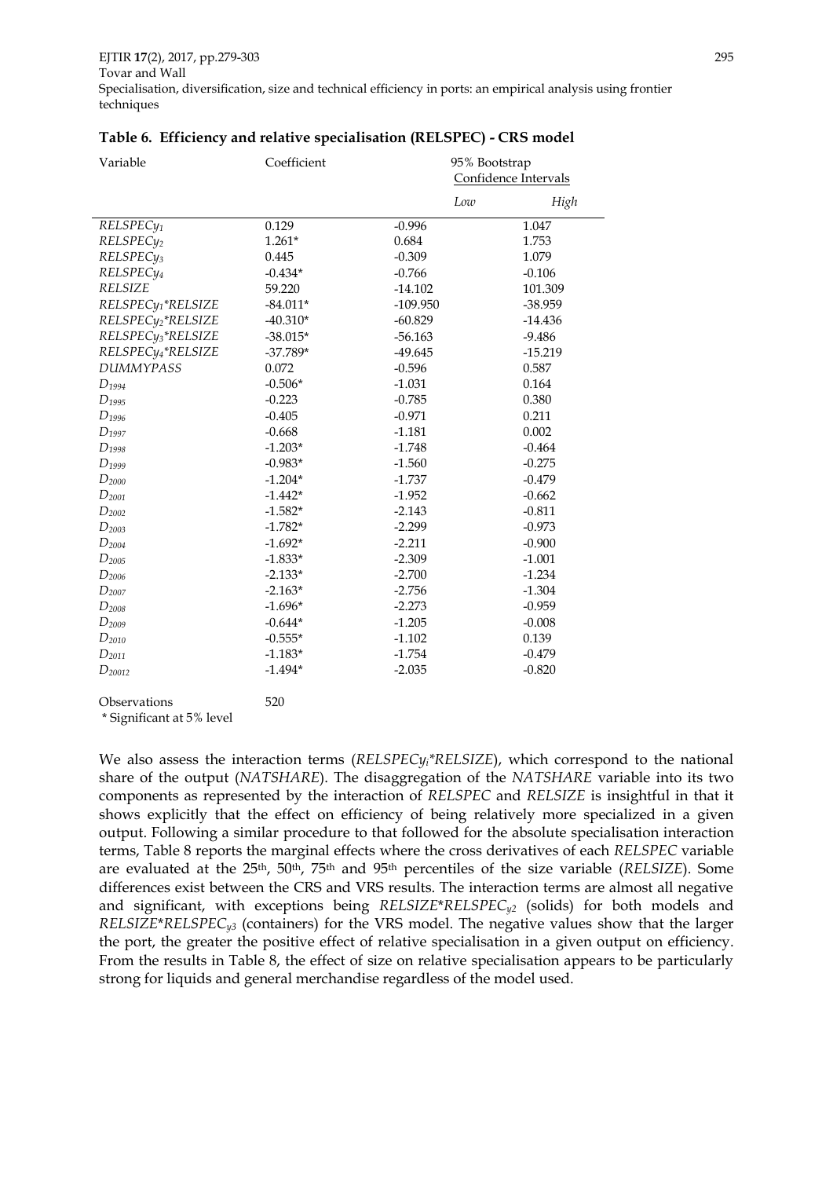**Table 6. Efficiency and relative specialisation (RELSPEC) - CRS model**

| Variable | Coefficient | 95% Bootstrap Confidence Intervals | |
|---|---|---|---|
| | | *Low* | *High* |
| $RELSPECy_1$ | 0.129 | -0.996 | 1.047 |
| $RELSPECy_2$ | 1.261* | 0.684 | 1.753 |
| $RELSPECy_3$ | 0.445 | -0.309 | 1.079 |
| $RELSPECy_4$ | -0.434* | -0.766 | -0.106 |
| *RELSIZE* | 59.220 | -14.102 | 101.309 |
| $RELSPECy_1$*RELSIZE | -84.011* | -109.950 | -38.959 |
| $RELSPECy_2$*RELSIZE | -40.310* | -60.829 | -14.436 |
| $RELSPECy_3$*RELSIZE | -38.015* | -56.163 | -9.486 |
| $RELSPECy_4$*RELSIZE | -37.789* | -49.645 | -15.219 |
| *DUMMYPASS* | 0.072 | -0.596 | 0.587 |
| $D_{1994}$ | -0.506* | -1.031 | 0.164 |
| $D_{1995}$ | -0.223 | -0.785 | 0.380 |
| $D_{1996}$ | -0.405 | -0.971 | 0.211 |
| $D_{1997}$ | -0.668 | -1.181 | 0.002 |
| $D_{1998}$ | -1.203* | -1.748 | -0.464 |
| $D_{1999}$ | -0.983* | -1.560 | -0.275 |
| $D_{2000}$ | -1.204* | -1.737 | -0.479 |
| $D_{2001}$ | -1.442* | -1.952 | -0.662 |
| $D_{2002}$ | -1.582* | -2.143 | -0.811 |
| $D_{2003}$ | -1.782* | -2.299 | -0.973 |
| $D_{2004}$ | -1.692* | -2.211 | -0.900 |
| $D_{2005}$ | -1.833* | -2.309 | -1.001 |
| $D_{2006}$ | -2.133* | -2.700 | -1.234 |
| $D_{2007}$ | -2.163* | -2.756 | -1.304 |
| $D_{2008}$ | -1.696* | -2.273 | -0.959 |
| $D_{2009}$ | -0.644* | -1.205 | -0.008 |
| $D_{2010}$ | -0.555* | -1.102 | 0.139 |
| $D_{2011}$ | -1.183* | -1.754 | -0.479 |
| $D_{20012}$ | -1.494* | -2.035 | -0.820 |
| Observations | 520 | | |

\* Significant at 5% level

We also assess the interaction terms (*RELSPECy$_i$*RELSIZE*), which correspond to the national share of the output (*NATSHARE*). The disaggregation of the *NATSHARE* variable into its two components as represented by the interaction of *RELSPEC* and *RELSIZE* is insightful in that it shows explicitly that the effect on efficiency of being relatively more specialized in a given output. Following a similar procedure to that followed for the absolute specialisation interaction terms, Table 8 reports the marginal effects where the cross derivatives of each *RELSPEC* variable are evaluated at the 25th, 50th, 75th and 95th percentiles of the size variable (*RELSIZE*). Some differences exist between the CRS and VRS results. The interaction terms are almost all negative and significant, with exceptions being *RELSIZE*\*$RELSPEC_{y2}$ (solids) for both models and *RELSIZE*\*$RELSPEC_{y3}$ (containers) for the VRS model. The negative values show that the larger the port, the greater the positive effect of relative specialisation in a given output on efficiency. From the results in Table 8, the effect of size on relative specialisation appears to be particularly strong for liquids and general merchandise regardless of the model used.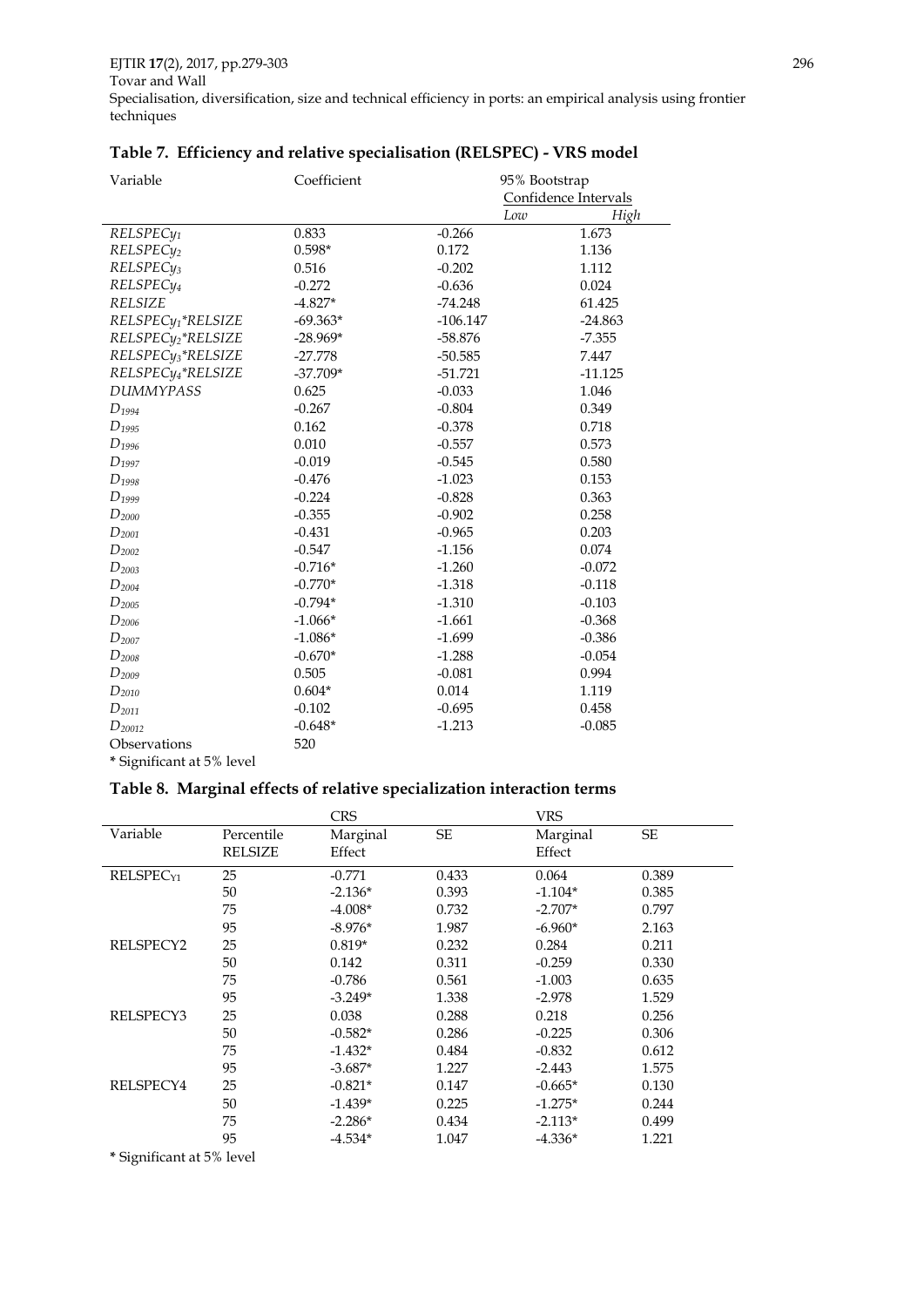## Table 7. Efficiency and relative specialisation (RELSPEC) - VRS model

| Variable | Coefficient | 95% Bootstrap Confidence Intervals | |
|---|---|---|---|
| | | *Low* | *High* |
| $RELSPECy_1$ | 0.833 | -0.266 | 1.673 |
| $RELSPECy_2$ | 0.598* | 0.172 | 1.136 |
| $RELSPECy_3$ | 0.516 | -0.202 | 1.112 |
| $RELSPECy_4$ | -0.272 | -0.636 | 0.024 |
| *RELSIZE* | -4.827* | -74.248 | 61.425 |
| $RELSPECy_1$*RELSIZE* | -69.363* | -106.147 | -24.863 |
| $RELSPECy_2$*RELSIZE* | -28.969* | -58.876 | -7.355 |
| $RELSPECy_3$*RELSIZE* | -27.778 | -50.585 | 7.447 |
| $RELSPECy_4$*RELSIZE* | -37.709* | -51.721 | -11.125 |
| *DUMMYPASS* | 0.625 | -0.033 | 1.046 |
| $D_{1994}$ | -0.267 | -0.804 | 0.349 |
| $D_{1995}$ | 0.162 | -0.378 | 0.718 |
| $D_{1996}$ | 0.010 | -0.557 | 0.573 |
| $D_{1997}$ | -0.019 | -0.545 | 0.580 |
| $D_{1998}$ | -0.476 | -1.023 | 0.153 |
| $D_{1999}$ | -0.224 | -0.828 | 0.363 |
| $D_{2000}$ | -0.355 | -0.902 | 0.258 |
| $D_{2001}$ | -0.431 | -0.965 | 0.203 |
| $D_{2002}$ | -0.547 | -1.156 | 0.074 |
| $D_{2003}$ | -0.716* | -1.260 | -0.072 |
| $D_{2004}$ | -0.770* | -1.318 | -0.118 |
| $D_{2005}$ | -0.794* | -1.310 | -0.103 |
| $D_{2006}$ | -1.066* | -1.661 | -0.368 |
| $D_{2007}$ | -1.086* | -1.699 | -0.386 |
| $D_{2008}$ | -0.670* | -1.288 | -0.054 |
| $D_{2009}$ | 0.505 | -0.081 | 0.994 |
| $D_{2010}$ | 0.604* | 0.014 | 1.119 |
| $D_{2011}$ | -0.102 | -0.695 | 0.458 |
| $D_{20012}$ | -0.648* | -1.213 | -0.085 |
| Observations | 520 | | |

* Significant at 5% level

## Table 8. Marginal effects of relative specialization interaction terms

| | | CRS | | VRS | |
|---|---|---|---|---|---|
| Variable | Percentile RELSIZE | Marginal Effect | SE | Marginal Effect | SE |
| $RELSPEC_{Y1}$ | 25 | -0.771 | 0.433 | 0.064 | 0.389 |
| | 50 | -2.136* | 0.393 | -1.104* | 0.385 |
| | 75 | -4.008* | 0.732 | -2.707* | 0.797 |
| | 95 | -8.976* | 1.987 | -6.960* | 2.163 |
| RELSPECY2 | 25 | 0.819* | 0.232 | 0.284 | 0.211 |
| | 50 | 0.142 | 0.311 | -0.259 | 0.330 |
| | 75 | -0.786 | 0.561 | -1.003 | 0.635 |
| | 95 | -3.249* | 1.338 | -2.978 | 1.529 |
| RELSPECY3 | 25 | 0.038 | 0.288 | 0.218 | 0.256 |
| | 50 | -0.582* | 0.286 | -0.225 | 0.306 |
| | 75 | -1.432* | 0.484 | -0.832 | 0.612 |
| | 95 | -3.687* | 1.227 | -2.443 | 1.575 |
| RELSPECY4 | 25 | -0.821* | 0.147 | -0.665* | 0.130 |
| | 50 | -1.439* | 0.225 | -1.275* | 0.244 |
| | 75 | -2.286* | 0.434 | -2.113* | 0.499 |
| | 95 | -4.534* | 1.047 | -4.336* | 1.221 |

* Significant at 5% level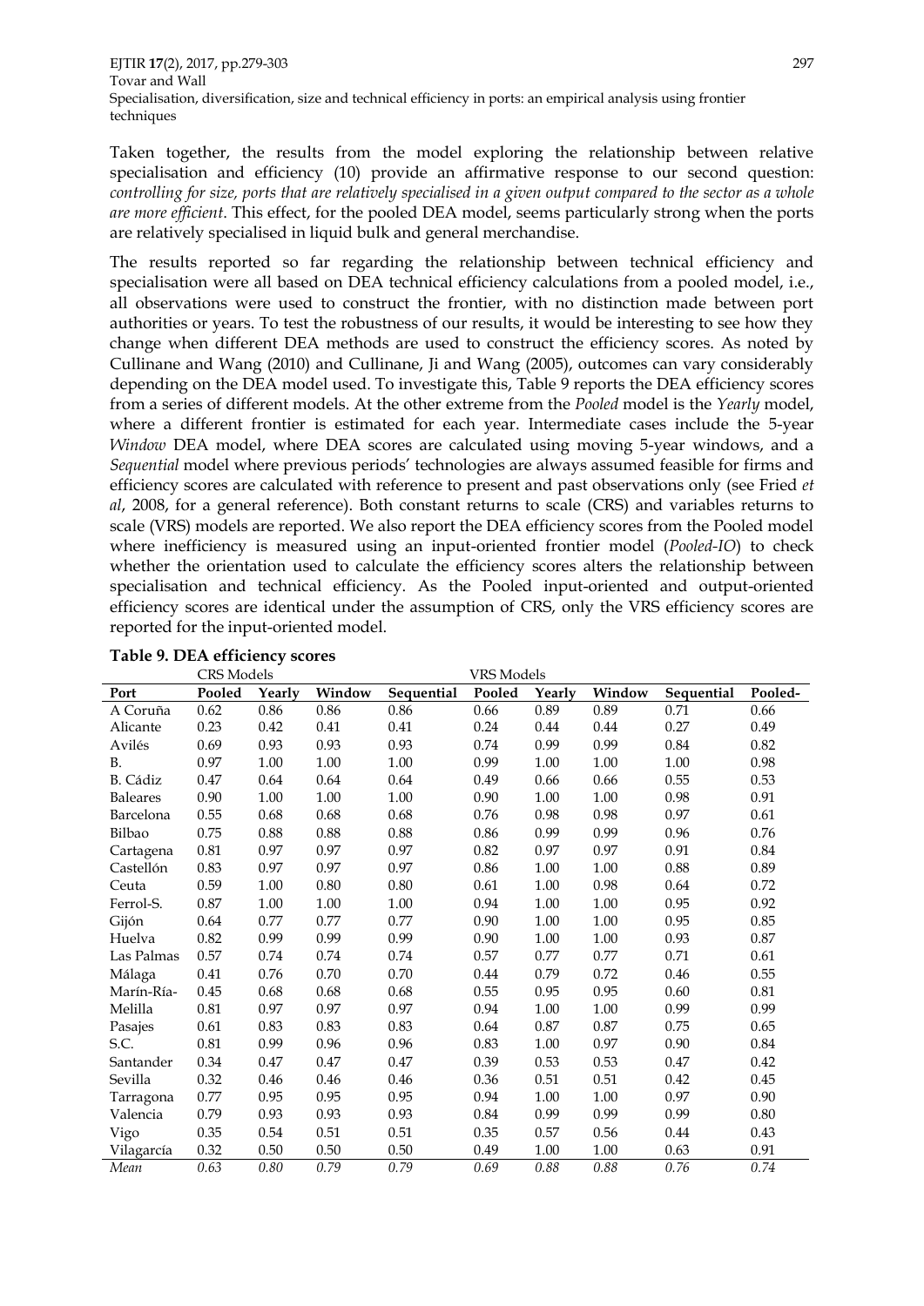Taken together, the results from the model exploring the relationship between relative specialisation and efficiency (10) provide an affirmative response to our second question: *controlling for size, ports that are relatively specialised in a given output compared to the sector as a whole are more efficient*. This effect, for the pooled DEA model, seems particularly strong when the ports are relatively specialised in liquid bulk and general merchandise.

The results reported so far regarding the relationship between technical efficiency and specialisation were all based on DEA technical efficiency calculations from a pooled model, i.e., all observations were used to construct the frontier, with no distinction made between port authorities or years. To test the robustness of our results, it would be interesting to see how they change when different DEA methods are used to construct the efficiency scores. As noted by Cullinane and Wang (2010) and Cullinane, Ji and Wang (2005), outcomes can vary considerably depending on the DEA model used. To investigate this, Table 9 reports the DEA efficiency scores from a series of different models. At the other extreme from the *Pooled* model is the *Yearly* model, where a different frontier is estimated for each year. Intermediate cases include the 5-year *Window* DEA model, where DEA scores are calculated using moving 5-year windows, and a *Sequential* model where previous periods' technologies are always assumed feasible for firms and efficiency scores are calculated with reference to present and past observations only (see Fried *et al*, 2008, for a general reference). Both constant returns to scale (CRS) and variables returns to scale (VRS) models are reported. We also report the DEA efficiency scores from the Pooled model where inefficiency is measured using an input-oriented frontier model (*Pooled-IO*) to check whether the orientation used to calculate the efficiency scores alters the relationship between specialisation and technical efficiency. As the Pooled input-oriented and output-oriented efficiency scores are identical under the assumption of CRS, only the VRS efficiency scores are reported for the input-oriented model.

**Table 9. DEA efficiency scores**

| | CRS Models | | | | VRS Models | | | | |
|---|---|---|---|---|---|---|---|---|---|
| **Port** | **Pooled** | **Yearly** | **Window** | **Sequential** | **Pooled** | **Yearly** | **Window** | **Sequential** | **Pooled-** |
| A Coruña | 0.62 | 0.86 | 0.86 | 0.86 | 0.66 | 0.89 | 0.89 | 0.71 | 0.66 |
| Alicante | 0.23 | 0.42 | 0.41 | 0.41 | 0.24 | 0.44 | 0.44 | 0.27 | 0.49 |
| Avilés | 0.69 | 0.93 | 0.93 | 0.93 | 0.74 | 0.99 | 0.99 | 0.84 | 0.82 |
| B. | 0.97 | 1.00 | 1.00 | 1.00 | 0.99 | 1.00 | 1.00 | 1.00 | 0.98 |
| B. Cádiz | 0.47 | 0.64 | 0.64 | 0.64 | 0.49 | 0.66 | 0.66 | 0.55 | 0.53 |
| Baleares | 0.90 | 1.00 | 1.00 | 1.00 | 0.90 | 1.00 | 1.00 | 0.98 | 0.91 |
| Barcelona | 0.55 | 0.68 | 0.68 | 0.68 | 0.76 | 0.98 | 0.98 | 0.97 | 0.61 |
| Bilbao | 0.75 | 0.88 | 0.88 | 0.88 | 0.86 | 0.99 | 0.99 | 0.96 | 0.76 |
| Cartagena | 0.81 | 0.97 | 0.97 | 0.97 | 0.82 | 0.97 | 0.97 | 0.91 | 0.84 |
| Castellón | 0.83 | 0.97 | 0.97 | 0.97 | 0.86 | 1.00 | 1.00 | 0.88 | 0.89 |
| Ceuta | 0.59 | 1.00 | 0.80 | 0.80 | 0.61 | 1.00 | 0.98 | 0.64 | 0.72 |
| Ferrol-S. | 0.87 | 1.00 | 1.00 | 1.00 | 0.94 | 1.00 | 1.00 | 0.95 | 0.92 |
| Gijón | 0.64 | 0.77 | 0.77 | 0.77 | 0.90 | 1.00 | 1.00 | 0.95 | 0.85 |
| Huelva | 0.82 | 0.99 | 0.99 | 0.99 | 0.90 | 1.00 | 1.00 | 0.93 | 0.87 |
| Las Palmas | 0.57 | 0.74 | 0.74 | 0.74 | 0.57 | 0.77 | 0.77 | 0.71 | 0.61 |
| Málaga | 0.41 | 0.76 | 0.70 | 0.70 | 0.44 | 0.79 | 0.72 | 0.46 | 0.55 |
| Marín-Ría- | 0.45 | 0.68 | 0.68 | 0.68 | 0.55 | 0.95 | 0.95 | 0.60 | 0.81 |
| Melilla | 0.81 | 0.97 | 0.97 | 0.97 | 0.94 | 1.00 | 1.00 | 0.99 | 0.99 |
| Pasajes | 0.61 | 0.83 | 0.83 | 0.83 | 0.64 | 0.87 | 0.87 | 0.75 | 0.65 |
| S.C. | 0.81 | 0.99 | 0.96 | 0.96 | 0.83 | 1.00 | 0.97 | 0.90 | 0.84 |
| Santander | 0.34 | 0.47 | 0.47 | 0.47 | 0.39 | 0.53 | 0.53 | 0.47 | 0.42 |
| Sevilla | 0.32 | 0.46 | 0.46 | 0.46 | 0.36 | 0.51 | 0.51 | 0.42 | 0.45 |
| Tarragona | 0.77 | 0.95 | 0.95 | 0.95 | 0.94 | 1.00 | 1.00 | 0.97 | 0.90 |
| Valencia | 0.79 | 0.93 | 0.93 | 0.93 | 0.84 | 0.99 | 0.99 | 0.99 | 0.80 |
| Vigo | 0.35 | 0.54 | 0.51 | 0.51 | 0.35 | 0.57 | 0.56 | 0.44 | 0.43 |
| Vilagarcía | 0.32 | 0.50 | 0.50 | 0.50 | 0.49 | 1.00 | 1.00 | 0.63 | 0.91 |
| *Mean* | *0.63* | *0.80* | *0.79* | *0.79* | *0.69* | *0.88* | *0.88* | *0.76* | *0.74* |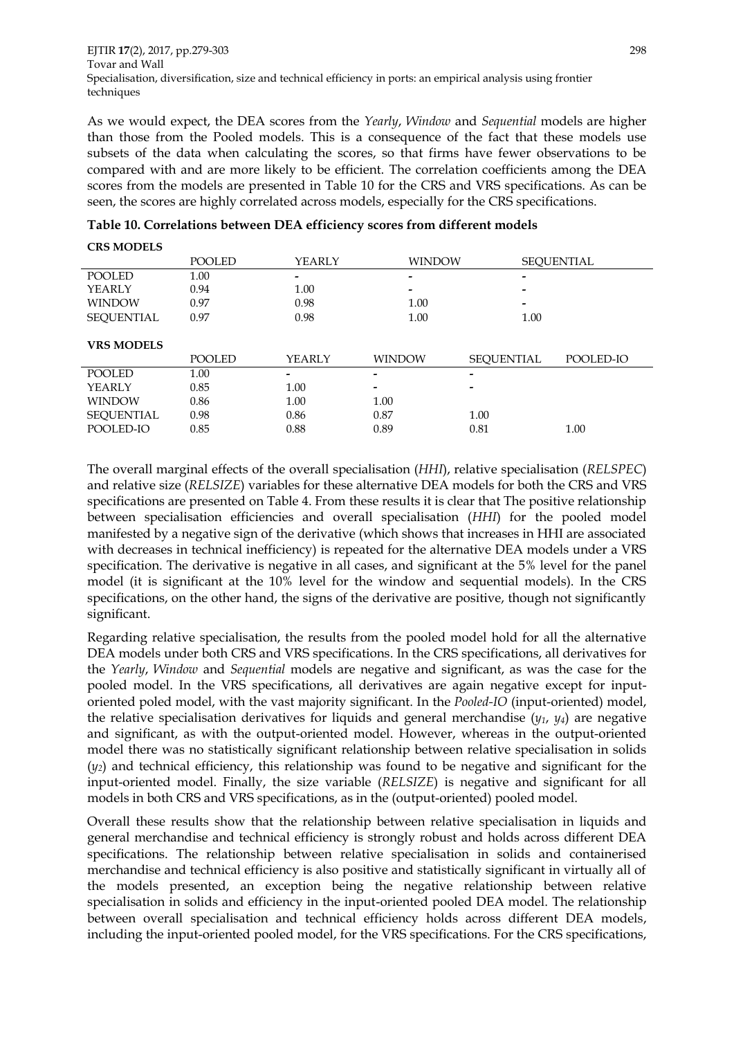As we would expect, the DEA scores from the *Yearly*, *Window* and *Sequential* models are higher than those from the Pooled models. This is a consequence of the fact that these models use subsets of the data when calculating the scores, so that firms have fewer observations to be compared with and are more likely to be efficient. The correlation coefficients among the DEA scores from the models are presented in Table 10 for the CRS and VRS specifications. As can be seen, the scores are highly correlated across models, especially for the CRS specifications.

**Table 10. Correlations between DEA efficiency scores from different models**

**CRS MODELS**

| | POOLED | YEARLY | WINDOW | SEQUENTIAL |
|---|---|---|---|---|
| POOLED | 1.00 | - | - | - |
| YEARLY | 0.94 | 1.00 | - | - |
| WINDOW | 0.97 | 0.98 | 1.00 | - |
| SEQUENTIAL | 0.97 | 0.98 | 1.00 | 1.00 |

**VRS MODELS**

| | POOLED | YEARLY | WINDOW | SEQUENTIAL | POOLED-IO |
|---|---|---|---|---|---|
| POOLED | 1.00 | - | - | - | |
| YEARLY | 0.85 | 1.00 | - | - | |
| WINDOW | 0.86 | 1.00 | 1.00 | | |
| SEQUENTIAL | 0.98 | 0.86 | 0.87 | 1.00 | |
| POOLED-IO | 0.85 | 0.88 | 0.89 | 0.81 | 1.00 |

The overall marginal effects of the overall specialisation (*HHI*), relative specialisation (*RELSPEC*) and relative size (*RELSIZE*) variables for these alternative DEA models for both the CRS and VRS specifications are presented on Table 4. From these results it is clear that The positive relationship between specialisation efficiencies and overall specialisation (*HHI*) for the pooled model manifested by a negative sign of the derivative (which shows that increases in HHI are associated with decreases in technical inefficiency) is repeated for the alternative DEA models under a VRS specification. The derivative is negative in all cases, and significant at the 5% level for the panel model (it is significant at the 10% level for the window and sequential models). In the CRS specifications, on the other hand, the signs of the derivative are positive, though not significantly significant.

Regarding relative specialisation, the results from the pooled model hold for all the alternative DEA models under both CRS and VRS specifications. In the CRS specifications, all derivatives for the *Yearly*, *Window* and *Sequential* models are negative and significant, as was the case for the pooled model. In the VRS specifications, all derivatives are again negative except for input-oriented poled model, with the vast majority significant. In the *Pooled-IO* (input-oriented) model, the relative specialisation derivatives for liquids and general merchandise ($y_1$, $y_4$) are negative and significant, as with the output-oriented model. However, whereas in the output-oriented model there was no statistically significant relationship between relative specialisation in solids ($y_2$) and technical efficiency, this relationship was found to be negative and significant for the input-oriented model. Finally, the size variable (*RELSIZE*) is negative and significant for all models in both CRS and VRS specifications, as in the (output-oriented) pooled model.

Overall these results show that the relationship between relative specialisation in liquids and general merchandise and technical efficiency is strongly robust and holds across different DEA specifications. The relationship between relative specialisation in solids and containerised merchandise and technical efficiency is also positive and statistically significant in virtually all of the models presented, an exception being the negative relationship between relative specialisation in solids and efficiency in the input-oriented pooled DEA model. The relationship between overall specialisation and technical efficiency holds across different DEA models, including the input-oriented pooled model, for the VRS specifications. For the CRS specifications,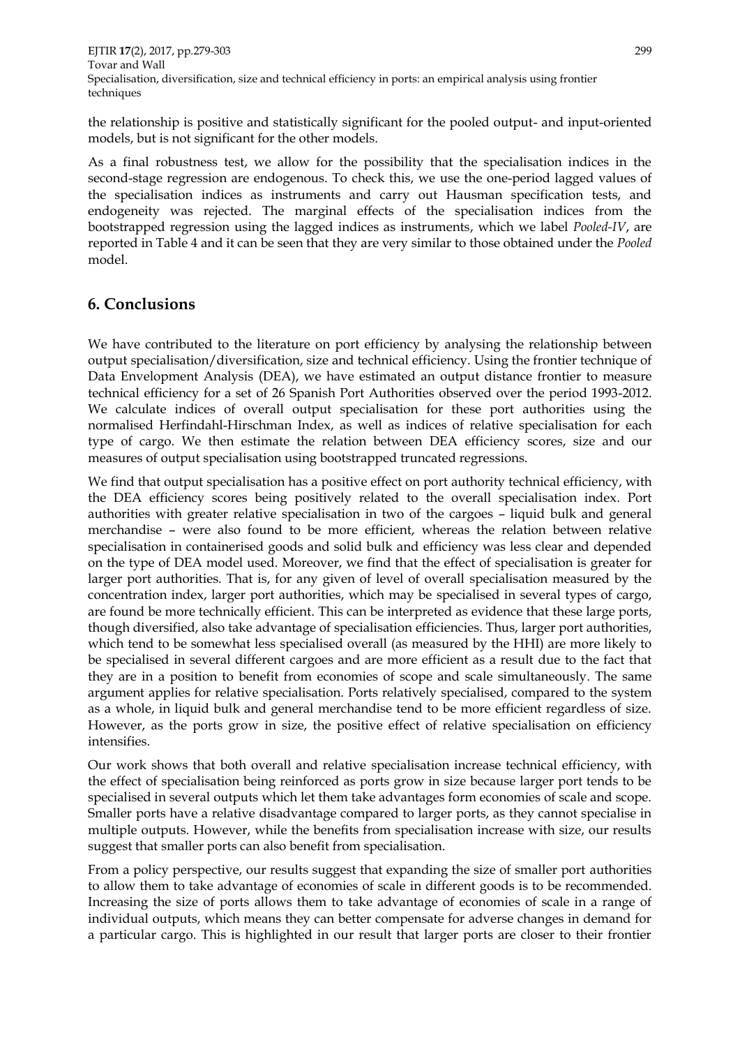the relationship is positive and statistically significant for the pooled output- and input-oriented models, but is not significant for the other models.

As a final robustness test, we allow for the possibility that the specialisation indices in the second-stage regression are endogenous. To check this, we use the one-period lagged values of the specialisation indices as instruments and carry out Hausman specification tests, and endogeneity was rejected. The marginal effects of the specialisation indices from the bootstrapped regression using the lagged indices as instruments, which we label *Pooled-IV*, are reported in Table 4 and it can be seen that they are very similar to those obtained under the *Pooled* model.

## 6. Conclusions

We have contributed to the literature on port efficiency by analysing the relationship between output specialisation/diversification, size and technical efficiency. Using the frontier technique of Data Envelopment Analysis (DEA), we have estimated an output distance frontier to measure technical efficiency for a set of 26 Spanish Port Authorities observed over the period 1993-2012. We calculate indices of overall output specialisation for these port authorities using the normalised Herfindahl-Hirschman Index, as well as indices of relative specialisation for each type of cargo. We then estimate the relation between DEA efficiency scores, size and our measures of output specialisation using bootstrapped truncated regressions.

We find that output specialisation has a positive effect on port authority technical efficiency, with the DEA efficiency scores being positively related to the overall specialisation index. Port authorities with greater relative specialisation in two of the cargoes – liquid bulk and general merchandise – were also found to be more efficient, whereas the relation between relative specialisation in containerised goods and solid bulk and efficiency was less clear and depended on the type of DEA model used. Moreover, we find that the effect of specialisation is greater for larger port authorities. That is, for any given of level of overall specialisation measured by the concentration index, larger port authorities, which may be specialised in several types of cargo, are found be more technically efficient. This can be interpreted as evidence that these large ports, though diversified, also take advantage of specialisation efficiencies. Thus, larger port authorities, which tend to be somewhat less specialised overall (as measured by the HHI) are more likely to be specialised in several different cargoes and are more efficient as a result due to the fact that they are in a position to benefit from economies of scope and scale simultaneously. The same argument applies for relative specialisation. Ports relatively specialised, compared to the system as a whole, in liquid bulk and general merchandise tend to be more efficient regardless of size. However, as the ports grow in size, the positive effect of relative specialisation on efficiency intensifies.

Our work shows that both overall and relative specialisation increase technical efficiency, with the effect of specialisation being reinforced as ports grow in size because larger port tends to be specialised in several outputs which let them take advantages form economies of scale and scope. Smaller ports have a relative disadvantage compared to larger ports, as they cannot specialise in multiple outputs. However, while the benefits from specialisation increase with size, our results suggest that smaller ports can also benefit from specialisation.

From a policy perspective, our results suggest that expanding the size of smaller port authorities to allow them to take advantage of economies of scale in different goods is to be recommended. Increasing the size of ports allows them to take advantage of economies of scale in a range of individual outputs, which means they can better compensate for adverse changes in demand for a particular cargo. This is highlighted in our result that larger ports are closer to their frontier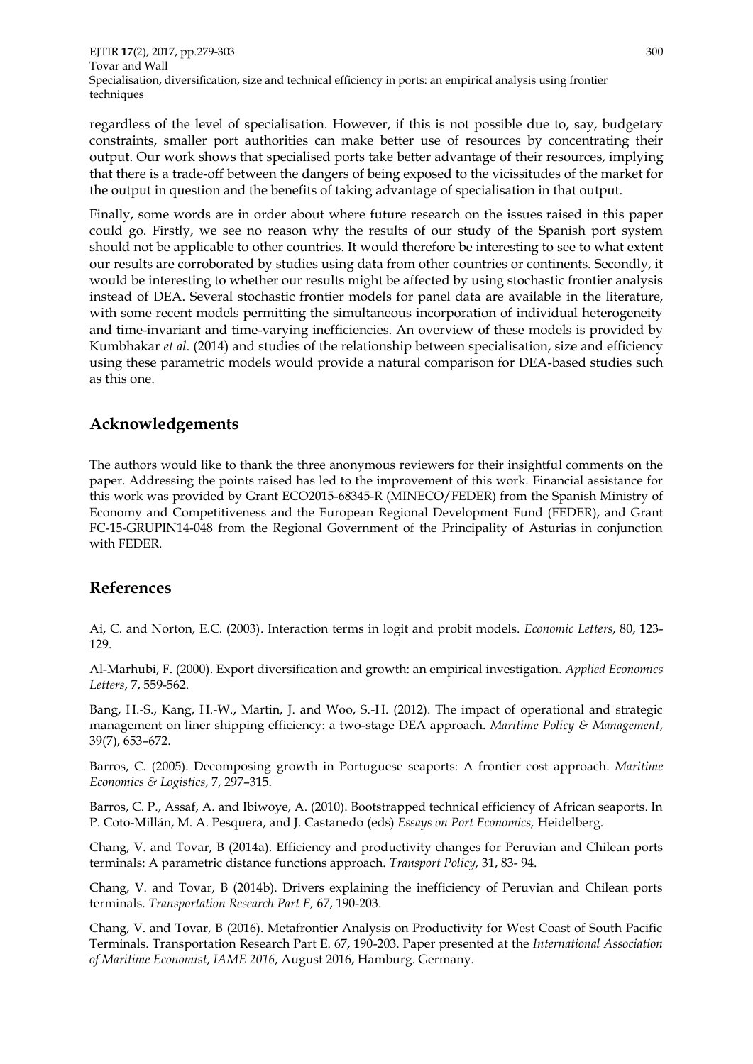regardless of the level of specialisation. However, if this is not possible due to, say, budgetary constraints, smaller port authorities can make better use of resources by concentrating their output. Our work shows that specialised ports take better advantage of their resources, implying that there is a trade-off between the dangers of being exposed to the vicissitudes of the market for the output in question and the benefits of taking advantage of specialisation in that output.

Finally, some words are in order about where future research on the issues raised in this paper could go. Firstly, we see no reason why the results of our study of the Spanish port system should not be applicable to other countries. It would therefore be interesting to see to what extent our results are corroborated by studies using data from other countries or continents. Secondly, it would be interesting to whether our results might be affected by using stochastic frontier analysis instead of DEA. Several stochastic frontier models for panel data are available in the literature, with some recent models permitting the simultaneous incorporation of individual heterogeneity and time-invariant and time-varying inefficiencies. An overview of these models is provided by Kumbhakar *et al*. (2014) and studies of the relationship between specialisation, size and efficiency using these parametric models would provide a natural comparison for DEA-based studies such as this one.

## Acknowledgements

The authors would like to thank the three anonymous reviewers for their insightful comments on the paper. Addressing the points raised has led to the improvement of this work. Financial assistance for this work was provided by Grant ECO2015-68345-R (MINECO/FEDER) from the Spanish Ministry of Economy and Competitiveness and the European Regional Development Fund (FEDER), and Grant FC-15-GRUPIN14-048 from the Regional Government of the Principality of Asturias in conjunction with FEDER.

## References

Ai, C. and Norton, E.C. (2003). Interaction terms in logit and probit models. *Economic Letters*, 80, 123-129.

Al-Marhubi, F. (2000). Export diversification and growth: an empirical investigation. *Applied Economics Letters*, 7, 559-562.

Bang, H.-S., Kang, H.-W., Martin, J. and Woo, S.-H. (2012). The impact of operational and strategic management on liner shipping efficiency: a two-stage DEA approach. *Maritime Policy & Management*, 39(7), 653–672.

Barros, C. (2005). Decomposing growth in Portuguese seaports: A frontier cost approach. *Maritime Economics & Logistics*, 7, 297–315.

Barros, C. P., Assaf, A. and Ibiwoye, A. (2010). Bootstrapped technical efficiency of African seaports. In P. Coto-Millán, M. A. Pesquera, and J. Castanedo (eds) *Essays on Port Economics,* Heidelberg.

Chang, V. and Tovar, B (2014a). Efficiency and productivity changes for Peruvian and Chilean ports terminals: A parametric distance functions approach. *Transport Policy,* 31, 83- 94.

Chang, V. and Tovar, B (2014b). Drivers explaining the inefficiency of Peruvian and Chilean ports terminals. *Transportation Research Part E,* 67, 190-203.

Chang, V. and Tovar, B (2016). Metafrontier Analysis on Productivity for West Coast of South Pacific Terminals. Transportation Research Part E. 67, 190-203. Paper presented at the *International Association of Maritime Economist*, *IAME 2016*, August 2016, Hamburg. Germany.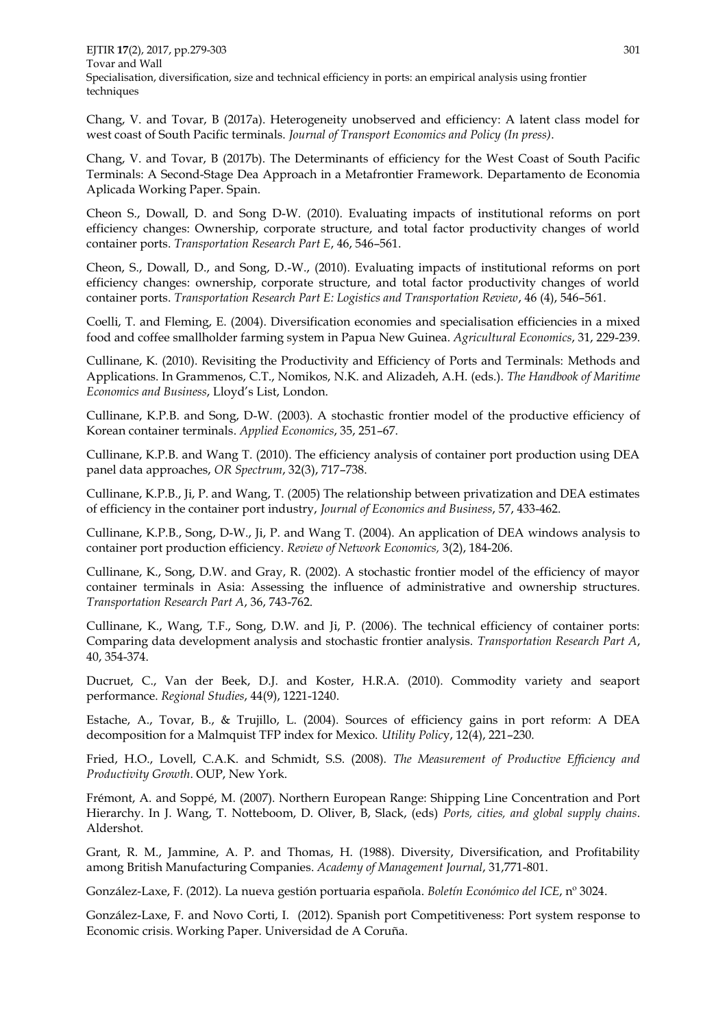Chang, V. and Tovar, B (2017a). Heterogeneity unobserved and efficiency: A latent class model for west coast of South Pacific terminals. *Journal of Transport Economics and Policy (In press)*.

Chang, V. and Tovar, B (2017b). The Determinants of efficiency for the West Coast of South Pacific Terminals: A Second-Stage Dea Approach in a Metafrontier Framework. Departamento de Economia Aplicada Working Paper. Spain.

Cheon S., Dowall, D. and Song D-W. (2010). Evaluating impacts of institutional reforms on port efficiency changes: Ownership, corporate structure, and total factor productivity changes of world container ports. *Transportation Research Part E*, 46, 546–561.

Cheon, S., Dowall, D., and Song, D.-W., (2010). Evaluating impacts of institutional reforms on port efficiency changes: ownership, corporate structure, and total factor productivity changes of world container ports. *Transportation Research Part E: Logistics and Transportation Review*, 46 (4), 546–561.

Coelli, T. and Fleming, E. (2004). Diversification economies and specialisation efficiencies in a mixed food and coffee smallholder farming system in Papua New Guinea. *Agricultural Economics*, 31, 229-239.

Cullinane, K. (2010). Revisiting the Productivity and Efficiency of Ports and Terminals: Methods and Applications. In Grammenos, C.T., Nomikos, N.K. and Alizadeh, A.H. (eds.). *The Handbook of Maritime Economics and Business*, Lloyd's List, London.

Cullinane, K.P.B. and Song, D-W. (2003). A stochastic frontier model of the productive efficiency of Korean container terminals. *Applied Economics*, 35, 251–67.

Cullinane, K.P.B. and Wang T. (2010). The efficiency analysis of container port production using DEA panel data approaches, *OR Spectrum*, 32(3), 717–738.

Cullinane, K.P.B., Ji, P. and Wang, T. (2005) The relationship between privatization and DEA estimates of efficiency in the container port industry, *Journal of Economics and Business*, 57, 433-462.

Cullinane, K.P.B., Song, D-W., Ji, P. and Wang T. (2004). An application of DEA windows analysis to container port production efficiency. *Review of Network Economics,* 3(2), 184-206.

Cullinane, K., Song, D.W. and Gray, R. (2002). A stochastic frontier model of the efficiency of mayor container terminals in Asia: Assessing the influence of administrative and ownership structures. *Transportation Research Part A*, 36, 743-762.

Cullinane, K., Wang, T.F., Song, D.W. and Ji, P. (2006). The technical efficiency of container ports: Comparing data development analysis and stochastic frontier analysis. *Transportation Research Part A*, 40, 354-374.

Ducruet, C., Van der Beek, D.J. and Koster, H.R.A. (2010). Commodity variety and seaport performance. *Regional Studies*, 44(9), 1221-1240.

Estache, A., Tovar, B., & Trujillo, L. (2004). Sources of efficiency gains in port reform: A DEA decomposition for a Malmquist TFP index for Mexico. *Utility Policy*, 12(4), 221–230.

Fried, H.O., Lovell, C.A.K. and Schmidt, S.S. (2008). *The Measurement of Productive Efficiency and Productivity Growth*. OUP, New York.

Frémont, A. and Soppé, M. (2007). Northern European Range: Shipping Line Concentration and Port Hierarchy. In J. Wang, T. Notteboom, D. Oliver, B, Slack, (eds) *Ports, cities, and global supply chains*. Aldershot.

Grant, R. M., Jammine, A. P. and Thomas, H. (1988). Diversity, Diversification, and Profitability among British Manufacturing Companies. *Academy of Management Journal*, 31,771-801.

González-Laxe, F. (2012). La nueva gestión portuaria española. *Boletín Económico del ICE*, nº 3024.

González-Laxe, F. and Novo Corti, I. (2012). Spanish port Competitiveness: Port system response to Economic crisis. Working Paper. Universidad de A Coruña.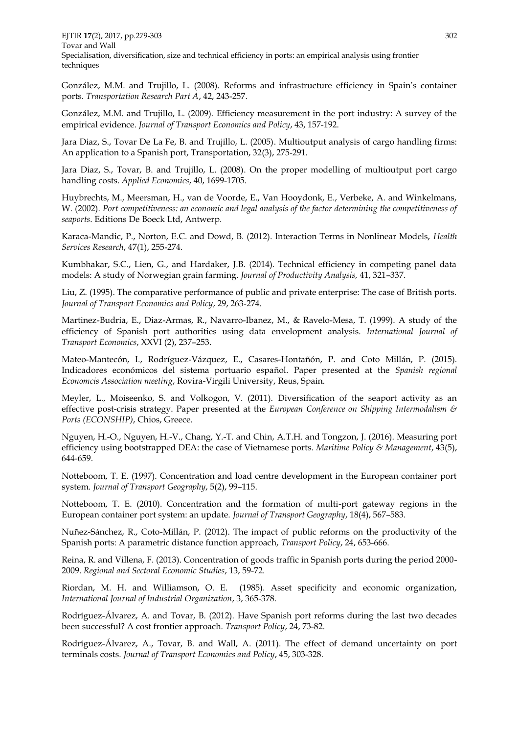González, M.M. and Trujillo, L. (2008). Reforms and infrastructure efficiency in Spain's container ports. *Transportation Research Part A*, 42, 243-257.

González, M.M. and Trujillo, L. (2009). Efficiency measurement in the port industry: A survey of the empirical evidence. *Journal of Transport Economics and Policy*, 43, 157-192.

Jara Diaz, S., Tovar De La Fe, B. and Trujillo, L. (2005). Multioutput analysis of cargo handling firms: An application to a Spanish port, Transportation, 32(3), 275-291.

Jara Diaz, S., Tovar, B. and Trujillo, L. (2008). On the proper modelling of multioutput port cargo handling costs. *Applied Economics*, 40, 1699-1705.

Huybrechts, M., Meersman, H., van de Voorde, E., Van Hooydonk, E., Verbeke, A. and Winkelmans, W. (2002). *Port competitiveness: an economic and legal analysis of the factor determining the competitiveness of seaports*. Editions De Boeck Ltd, Antwerp.

Karaca-Mandic, P., Norton, E.C. and Dowd, B. (2012). Interaction Terms in Nonlinear Models, *Health Services Research*, 47(1), 255-274.

Kumbhakar, S.C., Lien, G., and Hardaker, J.B. (2014). Technical efficiency in competing panel data models: A study of Norwegian grain farming. *Journal of Productivity Analysis,* 41, 321–337.

Liu, Z. (1995). The comparative performance of public and private enterprise: The case of British ports. *Journal of Transport Economics and Policy*, 29, 263-274.

Martinez-Budria, E., Diaz-Armas, R., Navarro-Ibanez, M., & Ravelo-Mesa, T. (1999). A study of the efficiency of Spanish port authorities using data envelopment analysis. *International Journal of Transport Economics*, XXVI (2), 237–253.

Mateo-Mantecón, I., Rodríguez-Vázquez, E., Casares-Hontañón, P. and Coto Millán, P. (2015). Indicadores económicos del sistema portuario español. Paper presented at the *Spanish regional Economcis Association meeting*, Rovira-Virgili University, Reus, Spain.

Meyler, L., Moiseenko, S. and Volkogon, V. (2011). Diversification of the seaport activity as an effective post-crisis strategy. Paper presented at the *European Conference on Shipping Intermodalism & Ports (ECONSHIP)*, Chios, Greece.

Nguyen, H.-O., Nguyen, H.-V., Chang, Y.-T. and Chin, A.T.H. and Tongzon, J. (2016). Measuring port efficiency using bootstrapped DEA: the case of Vietnamese ports. *Maritime Policy & Management*, 43(5), 644-659.

Notteboom, T. E. (1997). Concentration and load centre development in the European container port system. *Journal of Transport Geography*, 5(2), 99–115.

Notteboom, T. E. (2010). Concentration and the formation of multi-port gateway regions in the European container port system: an update. *Journal of Transport Geography*, 18(4), 567–583.

Nuñez-Sánchez, R., Coto-Millán, P. (2012). The impact of public reforms on the productivity of the Spanish ports: A parametric distance function approach, *Transport Policy*, 24, 653-666.

Reina, R. and Villena, F. (2013). Concentration of goods traffic in Spanish ports during the period 2000-2009. *Regional and Sectoral Economic Studies*, 13, 59-72.

Riordan, M. H. and Williamson, O. E. (1985). Asset specificity and economic organization, *International Journal of Industrial Organization*, 3, 365-378.

Rodríguez-Álvarez, A. and Tovar, B. (2012). Have Spanish port reforms during the last two decades been successful? A cost frontier approach. *Transport Policy*, 24, 73-82.

Rodríguez-Álvarez, A., Tovar, B. and Wall, A. (2011). The effect of demand uncertainty on port terminals costs. *Journal of Transport Economics and Policy*, 45, 303-328.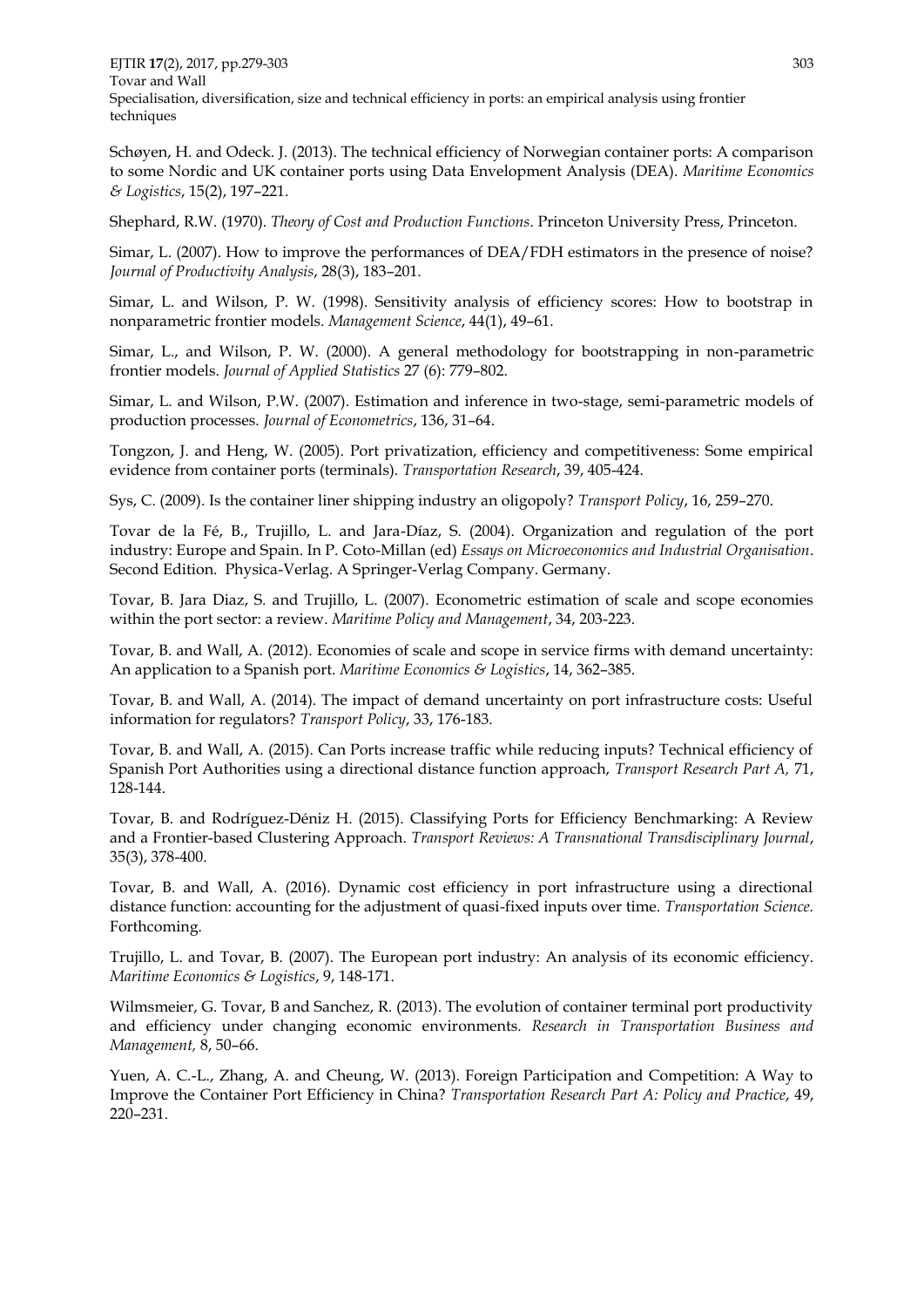Schøyen, H. and Odeck. J. (2013). The technical efficiency of Norwegian container ports: A comparison to some Nordic and UK container ports using Data Envelopment Analysis (DEA). *Maritime Economics & Logistics*, 15(2), 197–221.

Shephard, R.W. (1970). *Theory of Cost and Production Functions*. Princeton University Press, Princeton.

Simar, L. (2007). How to improve the performances of DEA/FDH estimators in the presence of noise? *Journal of Productivity Analysis*, 28(3), 183–201.

Simar, L. and Wilson, P. W. (1998). Sensitivity analysis of efficiency scores: How to bootstrap in nonparametric frontier models. *Management Science*, 44(1), 49–61.

Simar, L., and Wilson, P. W. (2000). A general methodology for bootstrapping in non-parametric frontier models. *Journal of Applied Statistics* 27 (6): 779–802.

Simar, L. and Wilson, P.W. (2007). Estimation and inference in two-stage, semi-parametric models of production processes. *Journal of Econometrics*, 136, 31–64.

Tongzon, J. and Heng, W. (2005). Port privatization, efficiency and competitiveness: Some empirical evidence from container ports (terminals). *Transportation Research*, 39, 405-424.

Sys, C. (2009). Is the container liner shipping industry an oligopoly? *Transport Policy*, 16, 259–270.

Tovar de la Fé, B., Trujillo, L. and Jara-Díaz, S. (2004). Organization and regulation of the port industry: Europe and Spain. In P. Coto-Millan (ed) *Essays on Microeconomics and Industrial Organisation*. Second Edition. Physica-Verlag. A Springer-Verlag Company. Germany.

Tovar, B. Jara Diaz, S. and Trujillo, L. (2007). Econometric estimation of scale and scope economies within the port sector: a review. *Maritime Policy and Management*, 34, 203-223.

Tovar, B. and Wall, A. (2012). Economies of scale and scope in service firms with demand uncertainty: An application to a Spanish port. *Maritime Economics & Logistics*, 14, 362–385.

Tovar, B. and Wall, A. (2014). The impact of demand uncertainty on port infrastructure costs: Useful information for regulators? *Transport Policy*, 33, 176-183.

Tovar, B. and Wall, A. (2015). Can Ports increase traffic while reducing inputs? Technical efficiency of Spanish Port Authorities using a directional distance function approach, *Transport Research Part A,* 71, 128-144.

Tovar, B. and Rodríguez-Déniz H. (2015). Classifying Ports for Efficiency Benchmarking: A Review and a Frontier-based Clustering Approach. *Transport Reviews: A Transnational Transdisciplinary Journal*, 35(3), 378-400.

Tovar, B. and Wall, A. (2016). Dynamic cost efficiency in port infrastructure using a directional distance function: accounting for the adjustment of quasi-fixed inputs over time. *Transportation Science.* Forthcoming.

Trujillo, L. and Tovar, B. (2007). The European port industry: An analysis of its economic efficiency. *Maritime Economics & Logistics*, 9, 148-171.

Wilmsmeier, G. Tovar, B and Sanchez, R. (2013). The evolution of container terminal port productivity and efficiency under changing economic environments. *Research in Transportation Business and Management,* 8, 50–66.

Yuen, A. C.-L., Zhang, A. and Cheung, W. (2013). Foreign Participation and Competition: A Way to Improve the Container Port Efficiency in China? *Transportation Research Part A: Policy and Practice*, 49, 220–231.